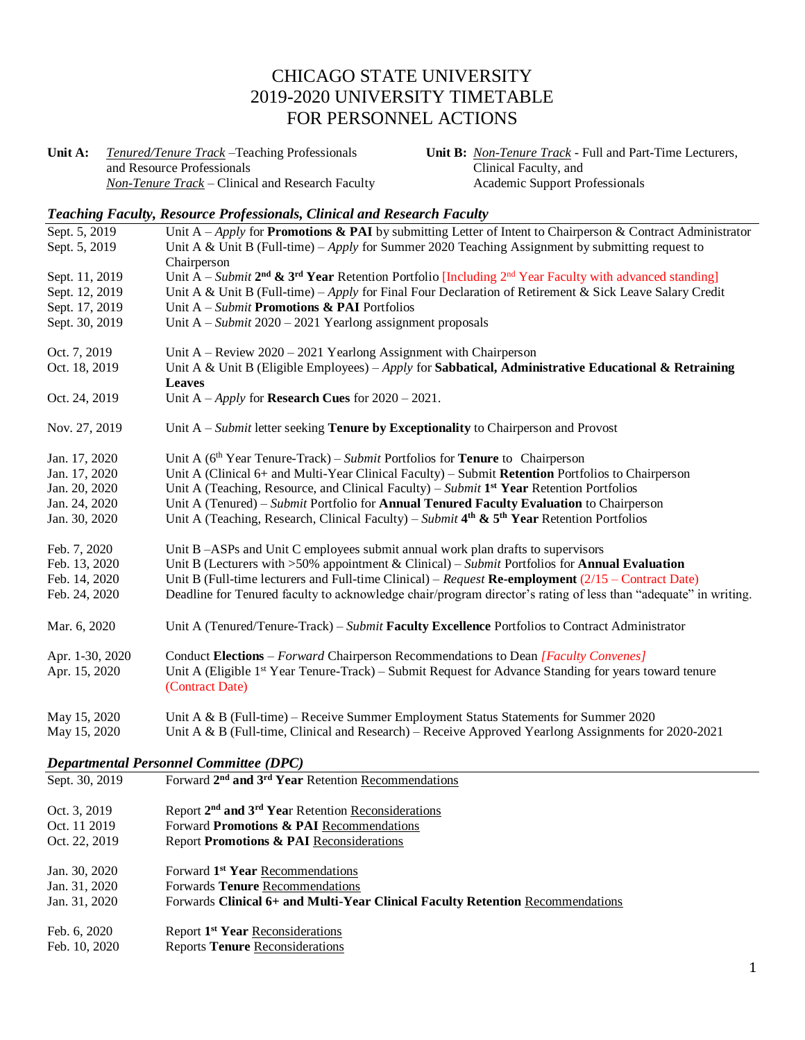# CHICAGO STATE UNIVERSITY
# 2019-2020 UNIVERSITY TIMETABLE
# FOR PERSONNEL ACTIONS

**Unit A:** _Tenured/Tenure Track_ –Teaching Professionals and Resource Professionals
_Non-Tenure Track_ – Clinical and Research Faculty

**Unit B:** _Non-Tenure Track_ - Full and Part-Time Lecturers, Clinical Faculty, and Academic Support Professionals

## *Teaching Faculty, Resource Professionals, Clinical and Research Faculty*

| | |
|---|---|
| Sept. 5, 2019 | Unit A – *Apply* for **Promotions & PAI** by submitting Letter of Intent to Chairperson & Contract Administrator |
| Sept. 5, 2019 | Unit A & Unit B (Full-time) – *Apply* for Summer 2020 Teaching Assignment by submitting request to Chairperson |
| Sept. 11, 2019 | Unit A – *Submit* **2nd & 3rd Year** Retention Portfolio [Including 2nd Year Faculty with advanced standing] |
| Sept. 12, 2019 | Unit A & Unit B (Full-time) – *Apply* for Final Four Declaration of Retirement & Sick Leave Salary Credit |
| Sept. 17, 2019 | Unit A – *Submit* **Promotions & PAI** Portfolios |
| Sept. 30, 2019 | Unit A – *Submit* 2020 – 2021 Yearlong assignment proposals |
| Oct. 7, 2019 | Unit A – Review 2020 – 2021 Yearlong Assignment with Chairperson |
| Oct. 18, 2019 | Unit A & Unit B (Eligible Employees) – *Apply* for **Sabbatical, Administrative Educational & Retraining Leaves** |
| Oct. 24, 2019 | Unit A – *Apply* for **Research Cues** for 2020 – 2021. |
| Nov. 27, 2019 | Unit A – *Submit* letter seeking **Tenure by Exceptionality** to Chairperson and Provost |
| Jan. 17, 2020 | Unit A (6th Year Tenure-Track) – *Submit* Portfolios for **Tenure** to Chairperson |
| Jan. 17, 2020 | Unit A (Clinical 6+ and Multi-Year Clinical Faculty) – Submit **Retention** Portfolios to Chairperson |
| Jan. 20, 2020 | Unit A (Teaching, Resource, and Clinical Faculty) – *Submit* **1st Year** Retention Portfolios |
| Jan. 24, 2020 | Unit A (Tenured) – *Submit* Portfolio for **Annual Tenured Faculty Evaluation** to Chairperson |
| Jan. 30, 2020 | Unit A (Teaching, Research, Clinical Faculty) – *Submit* **4th & 5th Year** Retention Portfolios |
| Feb. 7, 2020 | Unit B –ASPs and Unit C employees submit annual work plan drafts to supervisors |
| Feb. 13, 2020 | Unit B (Lecturers with >50% appointment & Clinical) – *Submit* Portfolios for **Annual Evaluation** |
| Feb. 14, 2020 | Unit B (Full-time lecturers and Full-time Clinical) – *Request* **Re-employment** (2/15 – Contract Date) |
| Feb. 24, 2020 | Deadline for Tenured faculty to acknowledge chair/program director's rating of less than "adequate" in writing. |
| Mar. 6, 2020 | Unit A (Tenured/Tenure-Track) – *Submit* **Faculty Excellence** Portfolios to Contract Administrator |
| Apr. 1-30, 2020 | Conduct **Elections** – *Forward* Chairperson Recommendations to Dean *[Faculty Convenes]* |
| Apr. 15, 2020 | Unit A (Eligible 1st Year Tenure-Track) – Submit Request for Advance Standing for years toward tenure (Contract Date) |
| May 15, 2020 | Unit A & B (Full-time) – Receive Summer Employment Status Statements for Summer 2020 |
| May 15, 2020 | Unit A & B (Full-time, Clinical and Research) – Receive Approved Yearlong Assignments for 2020-2021 |

## *Departmental Personnel Committee (DPC)*

| | |
|---|---|
| Sept. 30, 2019 | Forward **2nd and 3rd Year** Retention Recommendations |
| Oct. 3, 2019 | Report **2nd and 3rd Yea**r Retention Reconsiderations |
| Oct. 11 2019 | Forward **Promotions & PAI** Recommendations |
| Oct. 22, 2019 | Report **Promotions & PAI** Reconsiderations |
| Jan. 30, 2020 | Forward **1st Year** Recommendations |
| Jan. 31, 2020 | Forwards **Tenure** Recommendations |
| Jan. 31, 2020 | Forwards **Clinical 6+ and Multi-Year Clinical Faculty Retention** Recommendations |
| Feb. 6, 2020 | Report **1st Year** Reconsiderations |
| Feb. 10, 2020 | Reports **Tenure** Reconsiderations |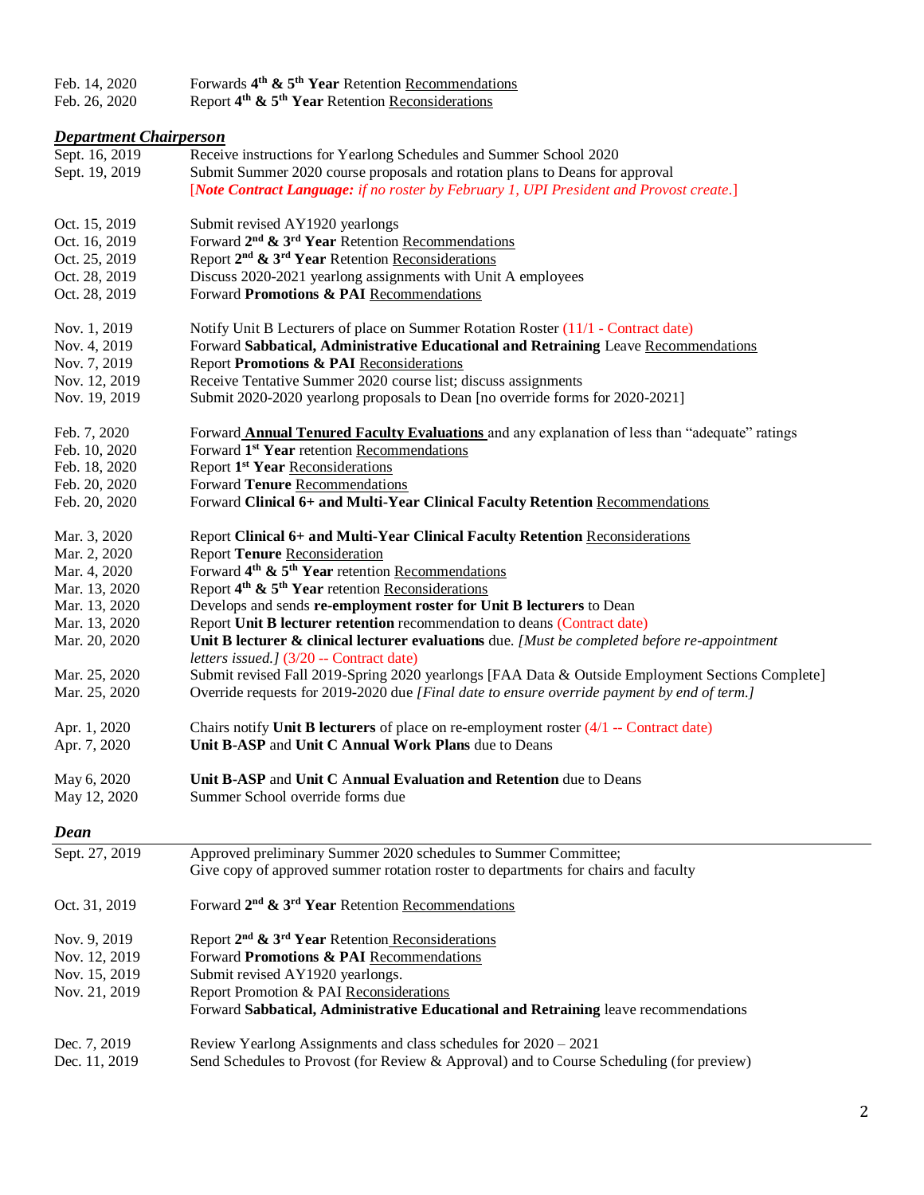| | |
|---|---|
| Feb. 14, 2020 | Forwards **4th & 5th Year** Retention Recommendations |
| Feb. 26, 2020 | Report **4th & 5th Year** Retention Reconsiderations |

### *Department Chairperson*

| | |
|---|---|
| Sept. 16, 2019 | Receive instructions for Yearlong Schedules and Summer School 2020 |
| Sept. 19, 2019 | Submit Summer 2020 course proposals and rotation plans to Deans for approval [***Note Contract Language:*** *if no roster by February 1, UPI President and Provost create.*] |
| Oct. 15, 2019 | Submit revised AY1920 yearlongs |
| Oct. 16, 2019 | Forward **2nd & 3rd Year** Retention Recommendations |
| Oct. 25, 2019 | Report **2nd & 3rd Year** Retention Reconsiderations |
| Oct. 28, 2019 | Discuss 2020-2021 yearlong assignments with Unit A employees |
| Oct. 28, 2019 | Forward **Promotions & PAI** Recommendations |
| Nov. 1, 2019 | Notify Unit B Lecturers of place on Summer Rotation Roster (11/1 - Contract date) |
| Nov. 4, 2019 | Forward **Sabbatical, Administrative Educational and Retraining** Leave Recommendations |
| Nov. 7, 2019 | Report **Promotions & PAI** Reconsiderations |
| Nov. 12, 2019 | Receive Tentative Summer 2020 course list; discuss assignments |
| Nov. 19, 2019 | Submit 2020-2020 yearlong proposals to Dean [no override forms for 2020-2021] |
| Feb. 7, 2020 | Forward **Annual Tenured Faculty Evaluations** and any explanation of less than "adequate" ratings |
| Feb. 10, 2020 | Forward **1st Year** retention Recommendations |
| Feb. 18, 2020 | Report **1st Year** Reconsiderations |
| Feb. 20, 2020 | Forward **Tenure** Recommendations |
| Feb. 20, 2020 | Forward **Clinical 6+ and Multi-Year Clinical Faculty Retention** Recommendations |
| Mar. 3, 2020 | Report **Clinical 6+ and Multi-Year Clinical Faculty Retention** Reconsiderations |
| Mar. 2, 2020 | Report **Tenure** Reconsideration |
| Mar. 4, 2020 | Forward **4th & 5th Year** retention Recommendations |
| Mar. 13, 2020 | Report **4th & 5th Year** retention Reconsiderations |
| Mar. 13, 2020 | Develops and sends **re-employment roster for Unit B lecturers** to Dean |
| Mar. 13, 2020 | Report **Unit B lecturer retention** recommendation to deans (Contract date) |
| Mar. 20, 2020 | **Unit B lecturer & clinical lecturer evaluations** due. *[Must be completed before re-appointment letters issued.]* (3/20 -- Contract date) |
| Mar. 25, 2020 | Submit revised Fall 2019-Spring 2020 yearlongs [FAA Data & Outside Employment Sections Complete] |
| Mar. 25, 2020 | Override requests for 2019-2020 due *[Final date to ensure override payment by end of term.]* |
| Apr. 1, 2020 | Chairs notify **Unit B lecturers** of place on re-employment roster (4/1 -- Contract date) |
| Apr. 7, 2020 | **Unit B-ASP** and **Unit C Annual Work Plans** due to Deans |
| May 6, 2020 | **Unit B-ASP** and **Unit C** A**nnual Evaluation and Retention** due to Deans |
| May 12, 2020 | Summer School override forms due |

### *Dean*

| | |
|---|---|
| Sept. 27, 2019 | Approved preliminary Summer 2020 schedules to Summer Committee; Give copy of approved summer rotation roster to departments for chairs and faculty |
| Oct. 31, 2019 | Forward **2nd & 3rd Year** Retention Recommendations |
| Nov. 9, 2019 | Report **2nd & 3rd Year** Retention Reconsiderations |
| Nov. 12, 2019 | Forward **Promotions & PAI** Recommendations |
| Nov. 15, 2019 | Submit revised AY1920 yearlongs. |
| Nov. 21, 2019 | Report Promotion & PAI Reconsiderations<br>Forward **Sabbatical, Administrative Educational and Retraining** leave recommendations |
| Dec. 7, 2019 | Review Yearlong Assignments and class schedules for 2020 – 2021 |
| Dec. 11, 2019 | Send Schedules to Provost (for Review & Approval) and to Course Scheduling (for preview) |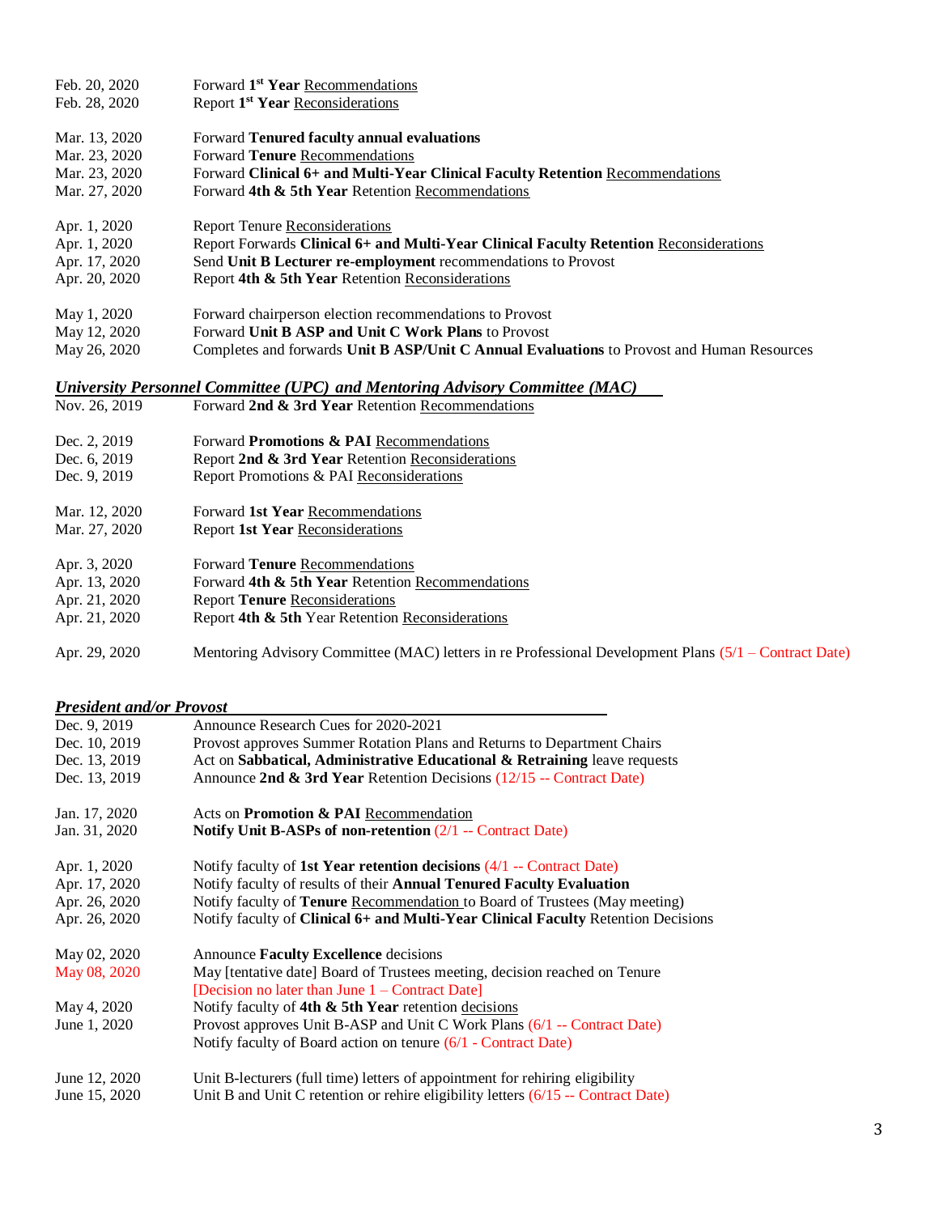| | |
|---|---|
| Feb. 20, 2020 | Forward **1st Year** Recommendations |
| Feb. 28, 2020 | Report **1st Year** Reconsiderations |
| | |
| Mar. 13, 2020 | Forward **Tenured faculty annual evaluations** |
| Mar. 23, 2020 | Forward **Tenure** Recommendations |
| Mar. 23, 2020 | Forward **Clinical 6+ and Multi-Year Clinical Faculty Retention** Recommendations |
| Mar. 27, 2020 | Forward **4th & 5th Year** Retention Recommendations |
| | |
| Apr. 1, 2020 | Report Tenure Reconsiderations |
| Apr. 1, 2020 | Report Forwards **Clinical 6+ and Multi-Year Clinical Faculty Retention** Reconsiderations |
| Apr. 17, 2020 | Send **Unit B Lecturer re-employment** recommendations to Provost |
| Apr. 20, 2020 | Report **4th & 5th Year** Retention Reconsiderations |
| | |
| May 1, 2020 | Forward chairperson election recommendations to Provost |
| May 12, 2020 | Forward **Unit B ASP and Unit C Work Plans** to Provost |
| May 26, 2020 | Completes and forwards **Unit B ASP/Unit C Annual Evaluations** to Provost and Human Resources |

***University Personnel Committee (UPC) and Mentoring Advisory Committee (MAC)***

| | |
|---|---|
| Nov. 26, 2019 | Forward **2nd & 3rd Year** Retention Recommendations |
| | |
| Dec. 2, 2019 | Forward **Promotions & PAI** Recommendations |
| Dec. 6, 2019 | Report **2nd & 3rd Year** Retention Reconsiderations |
| Dec. 9, 2019 | Report Promotions & PAI Reconsiderations |
| | |
| Mar. 12, 2020 | Forward **1st Year** Recommendations |
| Mar. 27, 2020 | Report **1st Year** Reconsiderations |
| | |
| Apr. 3, 2020 | Forward **Tenure** Recommendations |
| Apr. 13, 2020 | Forward **4th & 5th Year** Retention Recommendations |
| Apr. 21, 2020 | Report **Tenure** Reconsiderations |
| Apr. 21, 2020 | Report **4th & 5th** Year Retention Reconsiderations |
| | |
| Apr. 29, 2020 | Mentoring Advisory Committee (MAC) letters in re Professional Development Plans (5/1 – Contract Date) |

***President and/or Provost***

| | |
|---|---|
| Dec. 9, 2019 | Announce Research Cues for 2020-2021 |
| Dec. 10, 2019 | Provost approves Summer Rotation Plans and Returns to Department Chairs |
| Dec. 13, 2019 | Act on **Sabbatical, Administrative Educational & Retraining** leave requests |
| Dec. 13, 2019 | Announce **2nd & 3rd Year** Retention Decisions (12/15 -- Contract Date) |
| | |
| Jan. 17, 2020 | Acts on **Promotion & PAI** Recommendation |
| Jan. 31, 2020 | **Notify Unit B-ASPs of non-retention** (2/1 -- Contract Date) |
| | |
| Apr. 1, 2020 | Notify faculty of **1st Year retention decisions** (4/1 -- Contract Date) |
| Apr. 17, 2020 | Notify faculty of results of their **Annual Tenured Faculty Evaluation** |
| Apr. 26, 2020 | Notify faculty of **Tenure** Recommendation to Board of Trustees (May meeting) |
| Apr. 26, 2020 | Notify faculty of **Clinical 6+ and Multi-Year Clinical Faculty** Retention Decisions |
| | |
| May 02, 2020 | Announce **Faculty Excellence** decisions |
| May 08, 2020 | May [tentative date] Board of Trustees meeting, decision reached on Tenure [Decision no later than June 1 – Contract Date] |
| May 4, 2020 | Notify faculty of **4th & 5th Year** retention decisions |
| June 1, 2020 | Provost approves Unit B-ASP and Unit C Work Plans (6/1 -- Contract Date) |
| | Notify faculty of Board action on tenure (6/1 - Contract Date) |
| | |
| June 12, 2020 | Unit B-lecturers (full time) letters of appointment for rehiring eligibility |
| June 15, 2020 | Unit B and Unit C retention or rehire eligibility letters (6/15 -- Contract Date) |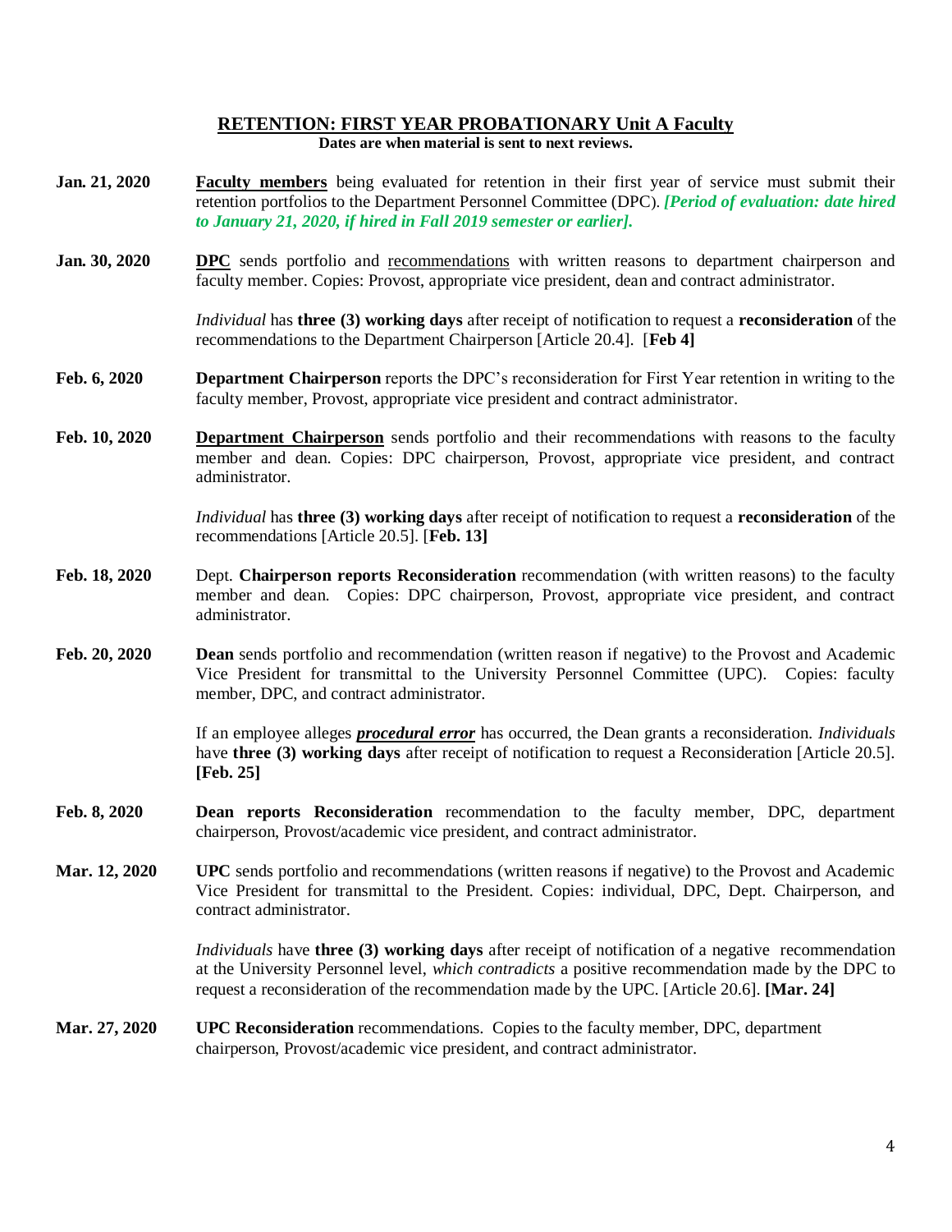## RETENTION: FIRST YEAR PROBATIONARY Unit A Faculty

**Dates are when material is sent to next reviews.**

**Jan. 21, 2020** — **Faculty members** being evaluated for retention in their first year of service must submit their retention portfolios to the Department Personnel Committee (DPC). ***[Period of evaluation: date hired to January 21, 2020, if hired in Fall 2019 semester or earlier].***

**Jan. 30, 2020** — **DPC** sends portfolio and recommendations with written reasons to department chairperson and faculty member. Copies: Provost, appropriate vice president, dean and contract administrator.

*Individual* has **three (3) working days** after receipt of notification to request a **reconsideration** of the recommendations to the Department Chairperson [Article 20.4]. [**Feb 4]**

**Feb. 6, 2020** — **Department Chairperson** reports the DPC's reconsideration for First Year retention in writing to the faculty member, Provost, appropriate vice president and contract administrator.

**Feb. 10, 2020** — **Department Chairperson** sends portfolio and their recommendations with reasons to the faculty member and dean. Copies: DPC chairperson, Provost, appropriate vice president, and contract administrator.

*Individual* has **three (3) working days** after receipt of notification to request a **reconsideration** of the recommendations [Article 20.5]. [**Feb. 13]**

**Feb. 18, 2020** — Dept. **Chairperson reports Reconsideration** recommendation (with written reasons) to the faculty member and dean. Copies: DPC chairperson, Provost, appropriate vice president, and contract administrator.

**Feb. 20, 2020** — **Dean** sends portfolio and recommendation (written reason if negative) to the Provost and Academic Vice President for transmittal to the University Personnel Committee (UPC). Copies: faculty member, DPC, and contract administrator.

If an employee alleges ***procedural error*** has occurred, the Dean grants a reconsideration. *Individuals* have **three (3) working days** after receipt of notification to request a Reconsideration [Article 20.5]. **[Feb. 25]**

**Feb. 8, 2020** — **Dean reports Reconsideration** recommendation to the faculty member, DPC, department chairperson, Provost/academic vice president, and contract administrator.

**Mar. 12, 2020** — **UPC** sends portfolio and recommendations (written reasons if negative) to the Provost and Academic Vice President for transmittal to the President. Copies: individual, DPC, Dept. Chairperson, and contract administrator.

*Individuals* have **three (3) working days** after receipt of notification of a negative recommendation at the University Personnel level, *which contradicts* a positive recommendation made by the DPC to request a reconsideration of the recommendation made by the UPC. [Article 20.6]. **[Mar. 24]**

**Mar. 27, 2020** — **UPC Reconsideration** recommendations. Copies to the faculty member, DPC, department chairperson, Provost/academic vice president, and contract administrator.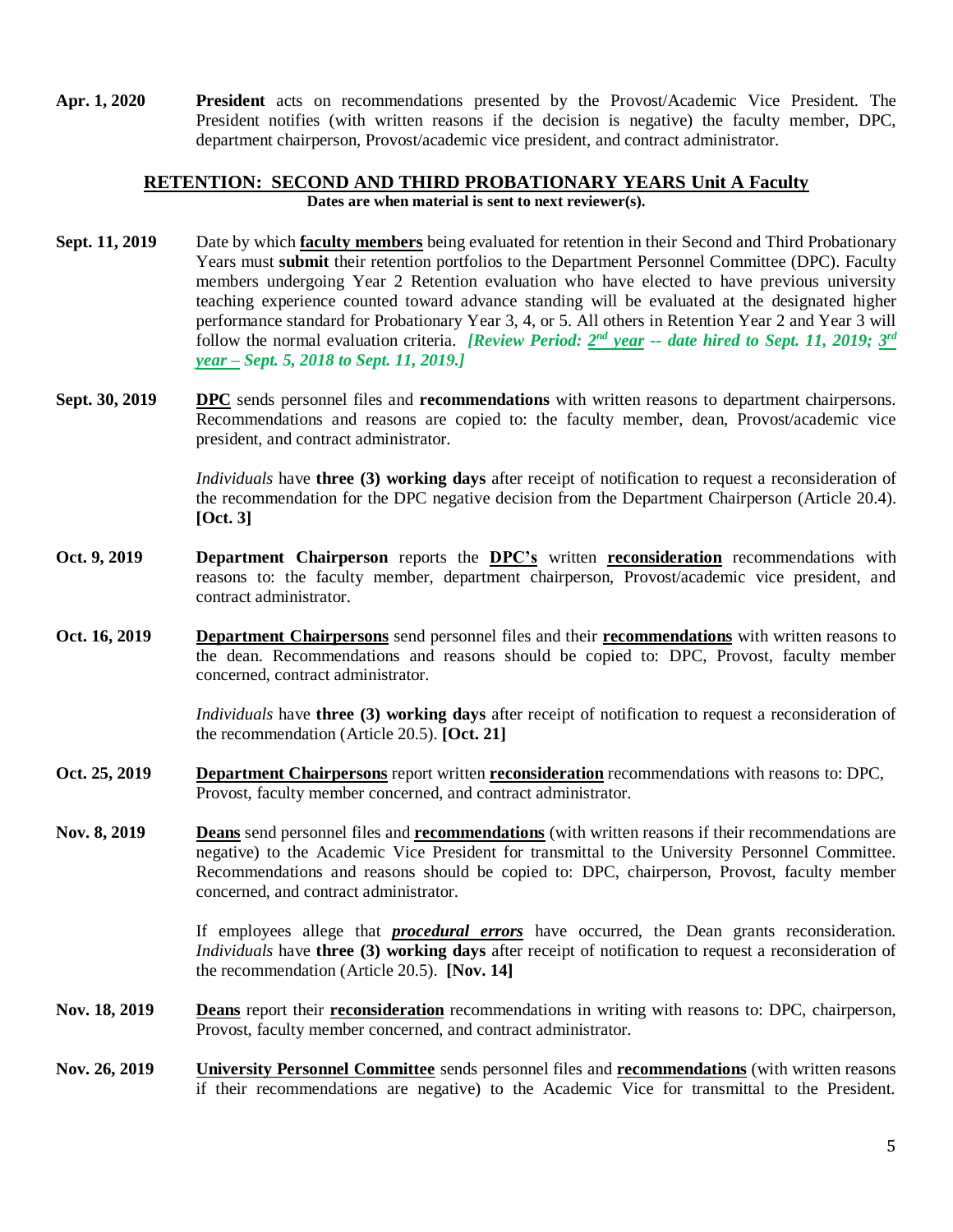**Apr. 1, 2020** **President** acts on recommendations presented by the Provost/Academic Vice President. The President notifies (with written reasons if the decision is negative) the faculty member, DPC, department chairperson, Provost/academic vice president, and contract administrator.

## RETENTION: SECOND AND THIRD PROBATIONARY YEARS Unit A Faculty

**Dates are when material is sent to next reviewer(s).**

**Sept. 11, 2019** Date by which **faculty members** being evaluated for retention in their Second and Third Probationary Years must **submit** their retention portfolios to the Department Personnel Committee (DPC). Faculty members undergoing Year 2 Retention evaluation who have elected to have previous university teaching experience counted toward advance standing will be evaluated at the designated higher performance standard for Probationary Year 3, 4, or 5. All others in Retention Year 2 and Year 3 will follow the normal evaluation criteria. ***[Review Period: 2nd year -- date hired to Sept. 11, 2019; 3rd year – Sept. 5, 2018 to Sept. 11, 2019.]***

**Sept. 30, 2019** **DPC** sends personnel files and **recommendations** with written reasons to department chairpersons. Recommendations and reasons are copied to: the faculty member, dean, Provost/academic vice president, and contract administrator.

*Individuals* have **three (3) working days** after receipt of notification to request a reconsideration of the recommendation for the DPC negative decision from the Department Chairperson (Article 20.4). **[Oct. 3]**

**Oct. 9, 2019** **Department Chairperson** reports the **DPC's** written **reconsideration** recommendations with reasons to: the faculty member, department chairperson, Provost/academic vice president, and contract administrator.

**Oct. 16, 2019** **Department Chairpersons** send personnel files and their **recommendations** with written reasons to the dean. Recommendations and reasons should be copied to: DPC, Provost, faculty member concerned, contract administrator.

*Individuals* have **three (3) working days** after receipt of notification to request a reconsideration of the recommendation (Article 20.5). **[Oct. 21]**

**Oct. 25, 2019** **Department Chairpersons** report written **reconsideration** recommendations with reasons to: DPC, Provost, faculty member concerned, and contract administrator.

**Nov. 8, 2019** **Deans** send personnel files and **recommendations** (with written reasons if their recommendations are negative) to the Academic Vice President for transmittal to the University Personnel Committee. Recommendations and reasons should be copied to: DPC, chairperson, Provost, faculty member concerned, and contract administrator.

If employees allege that ***procedural errors*** have occurred, the Dean grants reconsideration. *Individuals* have **three (3) working days** after receipt of notification to request a reconsideration of the recommendation (Article 20.5). **[Nov. 14]**

**Nov. 18, 2019** **Deans** report their **reconsideration** recommendations in writing with reasons to: DPC, chairperson, Provost, faculty member concerned, and contract administrator.

**Nov. 26, 2019** **University Personnel Committee** sends personnel files and **recommendations** (with written reasons if their recommendations are negative) to the Academic Vice for transmittal to the President.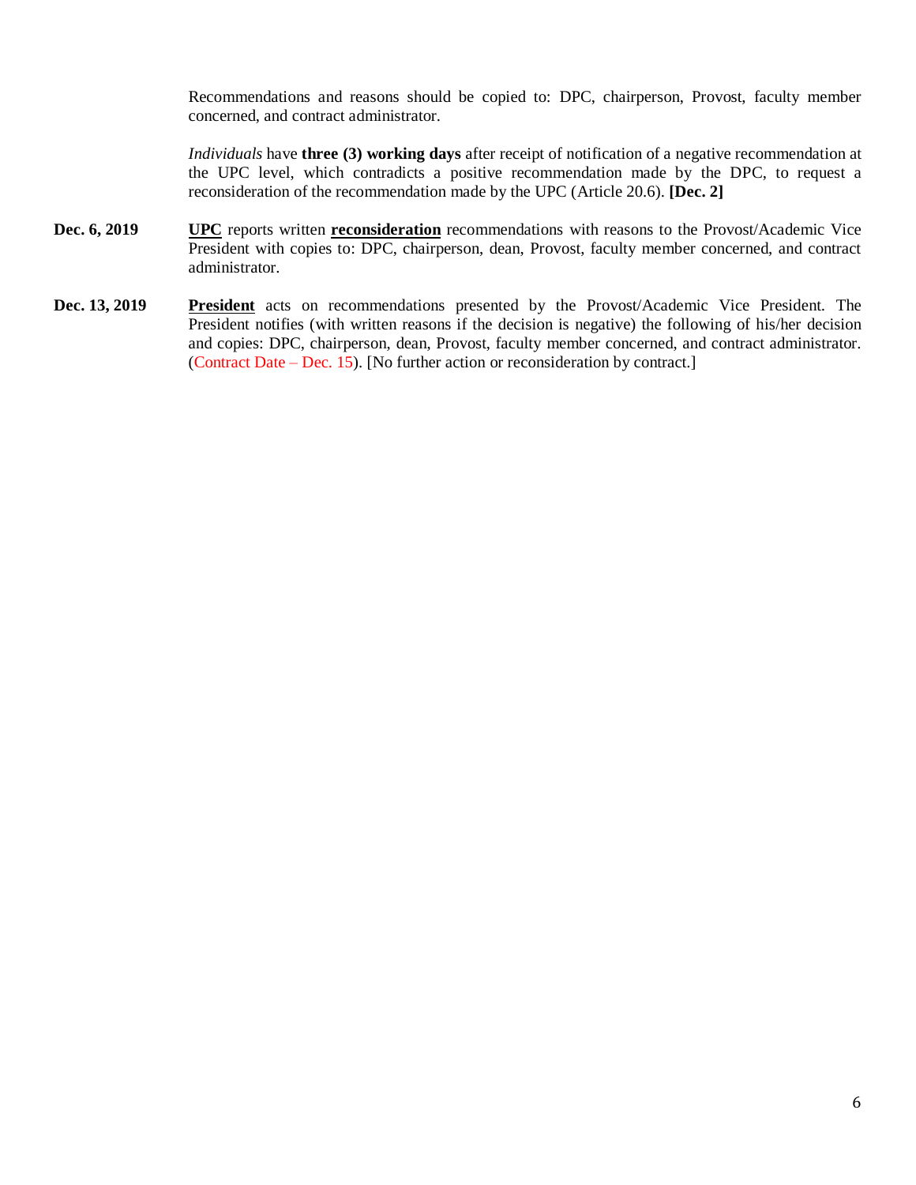Recommendations and reasons should be copied to: DPC, chairperson, Provost, faculty member concerned, and contract administrator.

*Individuals* have **three (3) working days** after receipt of notification of a negative recommendation at the UPC level, which contradicts a positive recommendation made by the DPC, to request a reconsideration of the recommendation made by the UPC (Article 20.6). **[Dec. 2]**

**Dec. 6, 2019** **UPC** reports written **reconsideration** recommendations with reasons to the Provost/Academic Vice President with copies to: DPC, chairperson, dean, Provost, faculty member concerned, and contract administrator.

**Dec. 13, 2019** **President** acts on recommendations presented by the Provost/Academic Vice President. The President notifies (with written reasons if the decision is negative) the following of his/her decision and copies: DPC, chairperson, dean, Provost, faculty member concerned, and contract administrator. (Contract Date – Dec. 15). [No further action or reconsideration by contract.]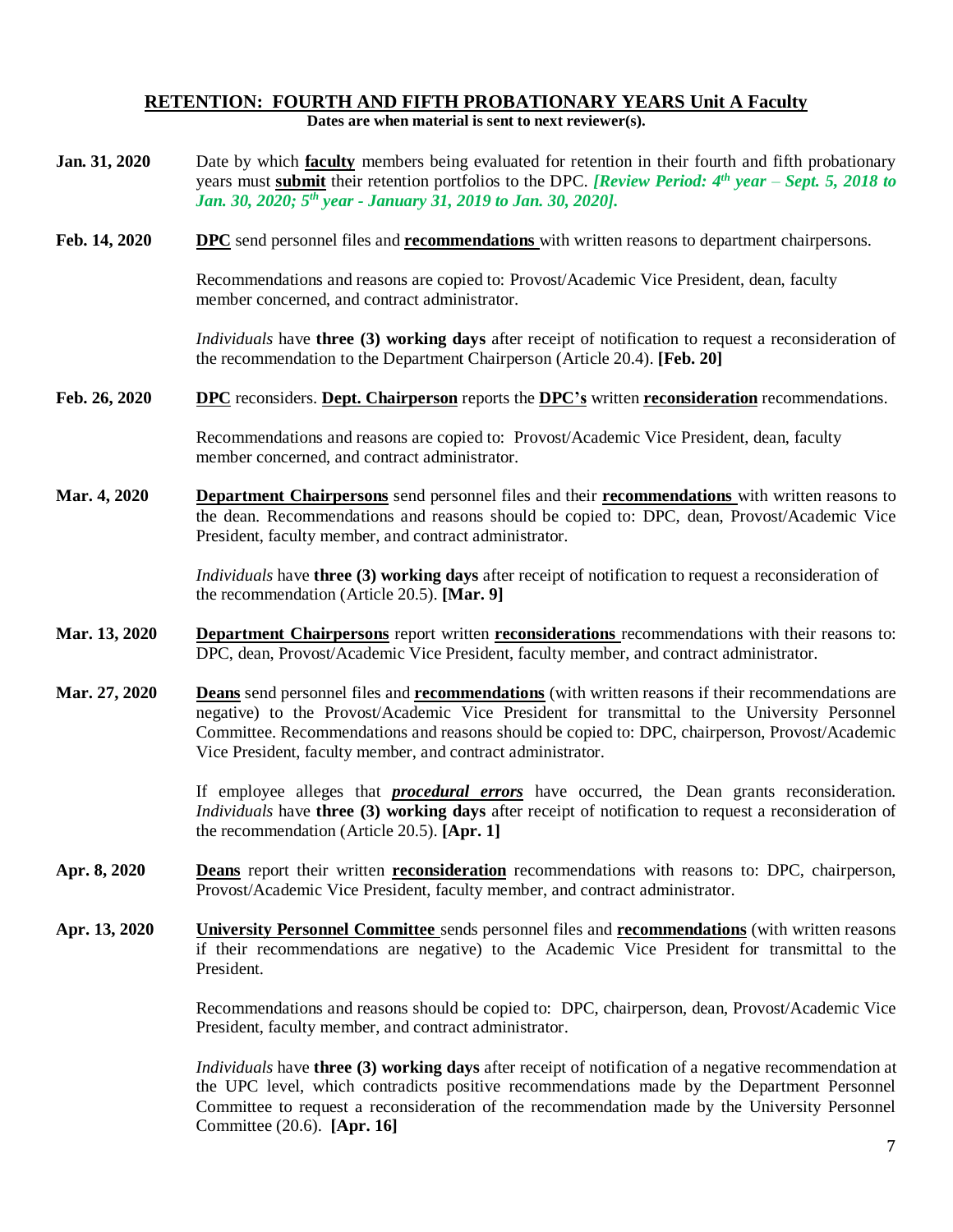## RETENTION: FOURTH AND FIFTH PROBATIONARY YEARS Unit A Faculty

**Dates are when material is sent to next reviewer(s).**

**Jan. 31, 2020** Date by which **faculty** members being evaluated for retention in their fourth and fifth probationary years must **submit** their retention portfolios to the DPC. ***[Review Period: 4th year – Sept. 5, 2018 to Jan. 30, 2020; 5th year - January 31, 2019 to Jan. 30, 2020].***

**Feb. 14, 2020** **DPC** send personnel files and **recommendations** with written reasons to department chairpersons.

Recommendations and reasons are copied to: Provost/Academic Vice President, dean, faculty member concerned, and contract administrator.

*Individuals* have **three (3) working days** after receipt of notification to request a reconsideration of the recommendation to the Department Chairperson (Article 20.4). **[Feb. 20]**

**Feb. 26, 2020** **DPC** reconsiders. **Dept. Chairperson** reports the **DPC's** written **reconsideration** recommendations.

Recommendations and reasons are copied to: Provost/Academic Vice President, dean, faculty member concerned, and contract administrator.

**Mar. 4, 2020** **Department Chairpersons** send personnel files and their **recommendations** with written reasons to the dean. Recommendations and reasons should be copied to: DPC, dean, Provost/Academic Vice President, faculty member, and contract administrator.

*Individuals* have **three (3) working days** after receipt of notification to request a reconsideration of the recommendation (Article 20.5). **[Mar. 9]**

**Mar. 13, 2020** **Department Chairpersons** report written **reconsiderations** recommendations with their reasons to: DPC, dean, Provost/Academic Vice President, faculty member, and contract administrator.

**Mar. 27, 2020** **Deans** send personnel files and **recommendations** (with written reasons if their recommendations are negative) to the Provost/Academic Vice President for transmittal to the University Personnel Committee. Recommendations and reasons should be copied to: DPC, chairperson, Provost/Academic Vice President, faculty member, and contract administrator.

If employee alleges that ***procedural errors*** have occurred, the Dean grants reconsideration. *Individuals* have **three (3) working days** after receipt of notification to request a reconsideration of the recommendation (Article 20.5). **[Apr. 1]**

**Apr. 8, 2020** **Deans** report their written **reconsideration** recommendations with reasons to: DPC, chairperson, Provost/Academic Vice President, faculty member, and contract administrator.

**Apr. 13, 2020** **University Personnel Committee** sends personnel files and **recommendations** (with written reasons if their recommendations are negative) to the Academic Vice President for transmittal to the President.

Recommendations and reasons should be copied to: DPC, chairperson, dean, Provost/Academic Vice President, faculty member, and contract administrator.

*Individuals* have **three (3) working days** after receipt of notification of a negative recommendation at the UPC level, which contradicts positive recommendations made by the Department Personnel Committee to request a reconsideration of the recommendation made by the University Personnel Committee (20.6). **[Apr. 16]**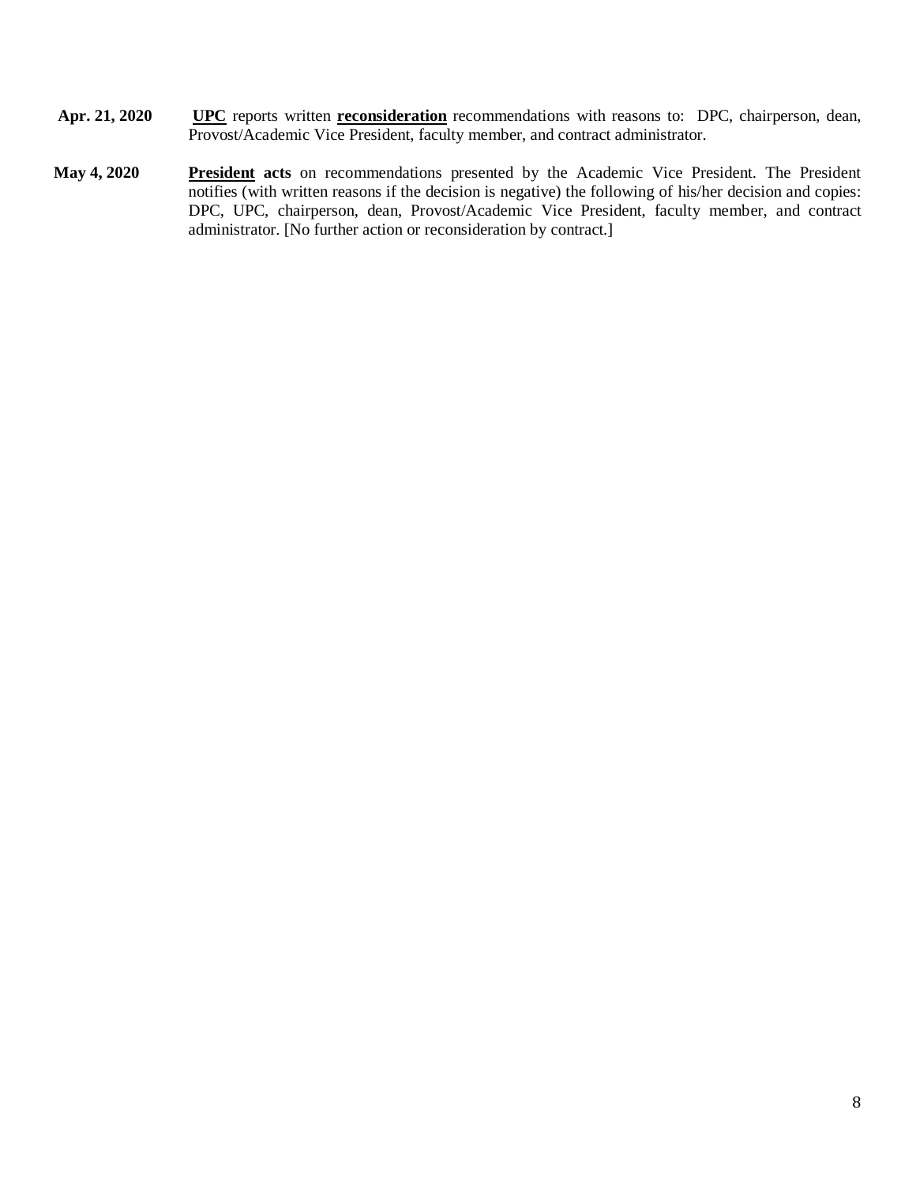**Apr. 21, 2020** — **UPC** reports written **reconsideration** recommendations with reasons to: DPC, chairperson, dean, Provost/Academic Vice President, faculty member, and contract administrator.

**May 4, 2020** — **President acts** on recommendations presented by the Academic Vice President. The President notifies (with written reasons if the decision is negative) the following of his/her decision and copies: DPC, UPC, chairperson, dean, Provost/Academic Vice President, faculty member, and contract administrator. [No further action or reconsideration by contract.]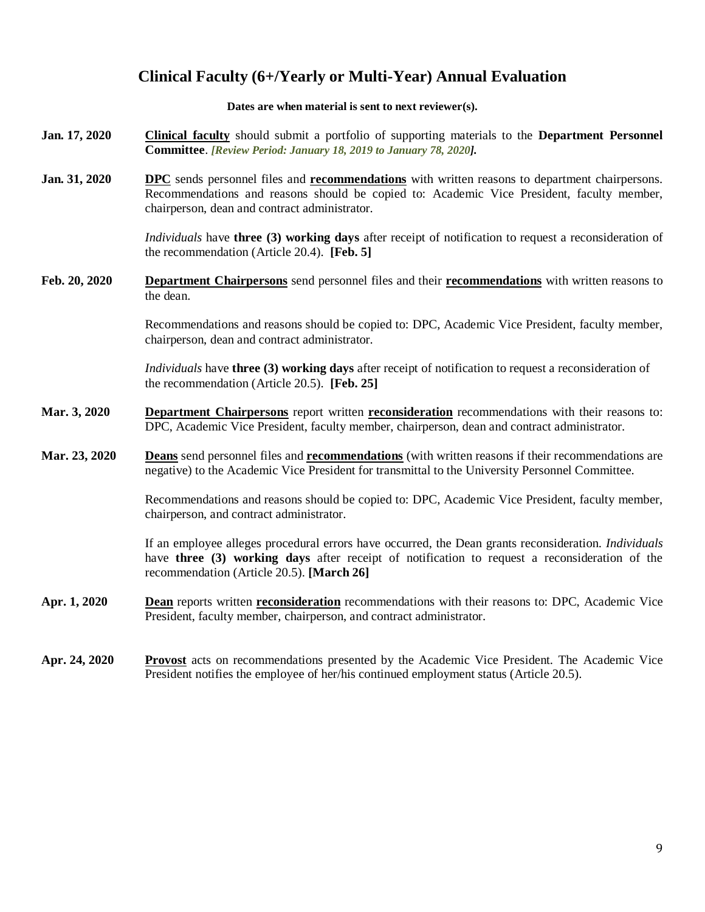# Clinical Faculty (6+/Yearly or Multi-Year) Annual Evaluation

**Dates are when material is sent to next reviewer(s).**

**Jan. 17, 2020** — **Clinical faculty** should submit a portfolio of supporting materials to the **Department Personnel Committee**. ***[Review Period: January 18, 2019 to January 78, 2020].***

**Jan. 31, 2020** — **DPC** sends personnel files and **recommendations** with written reasons to department chairpersons. Recommendations and reasons should be copied to: Academic Vice President, faculty member, chairperson, dean and contract administrator.

*Individuals* have **three (3) working days** after receipt of notification to request a reconsideration of the recommendation (Article 20.4). **[Feb. 5]**

**Feb. 20, 2020** — **Department Chairpersons** send personnel files and their **recommendations** with written reasons to the dean.

Recommendations and reasons should be copied to: DPC, Academic Vice President, faculty member, chairperson, dean and contract administrator.

*Individuals* have **three (3) working days** after receipt of notification to request a reconsideration of the recommendation (Article 20.5). **[Feb. 25]**

**Mar. 3, 2020** — **Department Chairpersons** report written **reconsideration** recommendations with their reasons to: DPC, Academic Vice President, faculty member, chairperson, dean and contract administrator.

**Mar. 23, 2020** — **Deans** send personnel files and **recommendations** (with written reasons if their recommendations are negative) to the Academic Vice President for transmittal to the University Personnel Committee.

Recommendations and reasons should be copied to: DPC, Academic Vice President, faculty member, chairperson, and contract administrator.

If an employee alleges procedural errors have occurred, the Dean grants reconsideration. *Individuals* have **three (3) working days** after receipt of notification to request a reconsideration of the recommendation (Article 20.5). **[March 26]**

**Apr. 1, 2020** — **Dean** reports written **reconsideration** recommendations with their reasons to: DPC, Academic Vice President, faculty member, chairperson, and contract administrator.

**Apr. 24, 2020** — **Provost** acts on recommendations presented by the Academic Vice President. The Academic Vice President notifies the employee of her/his continued employment status (Article 20.5).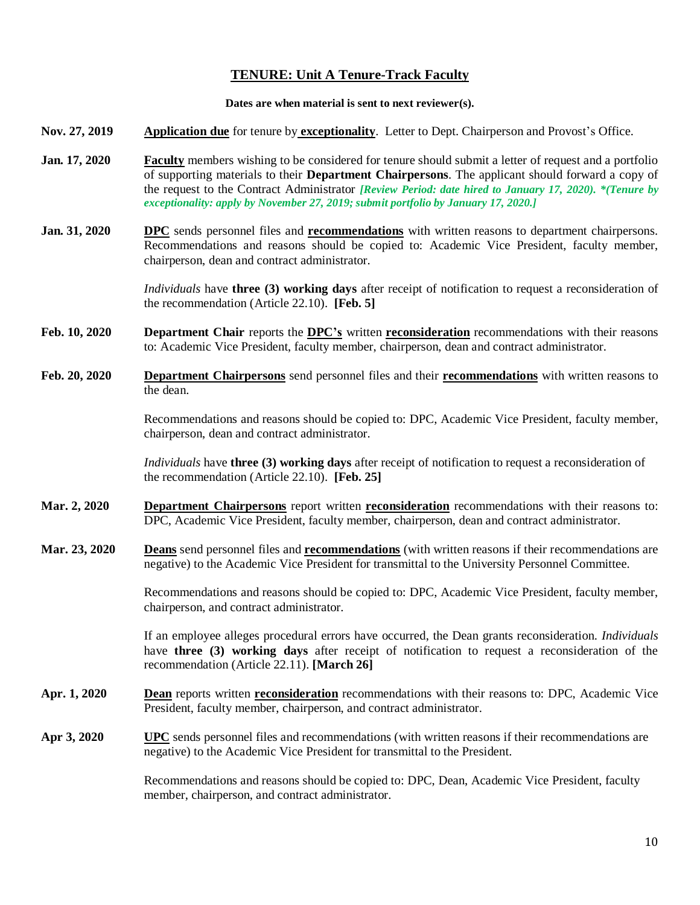# <u>TENURE: Unit A Tenure-Track Faculty</u>

**Dates are when material is sent to next reviewer(s).**

**Nov. 27, 2019** — **<u>Application due</u>** for tenure by **<u>exceptionality</u>**. Letter to Dept. Chairperson and Provost's Office.

**Jan. 17, 2020** — **<u>Faculty</u>** members wishing to be considered for tenure should submit a letter of request and a portfolio of supporting materials to their **Department Chairpersons**. The applicant should forward a copy of the request to the Contract Administrator ***[Review Period: date hired to January 17, 2020). *(Tenure by exceptionality: apply by November 27, 2019; submit portfolio by January 17, 2020.]***

**Jan. 31, 2020** — **<u>DPC</u>** sends personnel files and **<u>recommendations</u>** with written reasons to department chairpersons. Recommendations and reasons should be copied to: Academic Vice President, faculty member, chairperson, dean and contract administrator.

*Individuals* have **three (3) working days** after receipt of notification to request a reconsideration of the recommendation (Article 22.10). **[Feb. 5]**

**Feb. 10, 2020** — **Department Chair** reports the **<u>DPC's</u>** written **<u>reconsideration</u>** recommendations with their reasons to: Academic Vice President, faculty member, chairperson, dean and contract administrator.

**Feb. 20, 2020** — **<u>Department Chairpersons</u>** send personnel files and their **<u>recommendations</u>** with written reasons to the dean.

Recommendations and reasons should be copied to: DPC, Academic Vice President, faculty member, chairperson, dean and contract administrator.

*Individuals* have **three (3) working days** after receipt of notification to request a reconsideration of the recommendation (Article 22.10). **[Feb. 25]**

**Mar. 2, 2020** — **<u>Department Chairpersons</u>** report written **<u>reconsideration</u>** recommendations with their reasons to: DPC, Academic Vice President, faculty member, chairperson, dean and contract administrator.

**Mar. 23, 2020** — **<u>Deans</u>** send personnel files and **<u>recommendations</u>** (with written reasons if their recommendations are negative) to the Academic Vice President for transmittal to the University Personnel Committee.

Recommendations and reasons should be copied to: DPC, Academic Vice President, faculty member, chairperson, and contract administrator.

If an employee alleges procedural errors have occurred, the Dean grants reconsideration. *Individuals* have **three (3) working days** after receipt of notification to request a reconsideration of the recommendation (Article 22.11). **[March 26]**

**Apr. 1, 2020** — **<u>Dean</u>** reports written **<u>reconsideration</u>** recommendations with their reasons to: DPC, Academic Vice President, faculty member, chairperson, and contract administrator.

**Apr 3, 2020** — **<u>UPC</u>** sends personnel files and recommendations (with written reasons if their recommendations are negative) to the Academic Vice President for transmittal to the President.

Recommendations and reasons should be copied to: DPC, Dean, Academic Vice President, faculty member, chairperson, and contract administrator.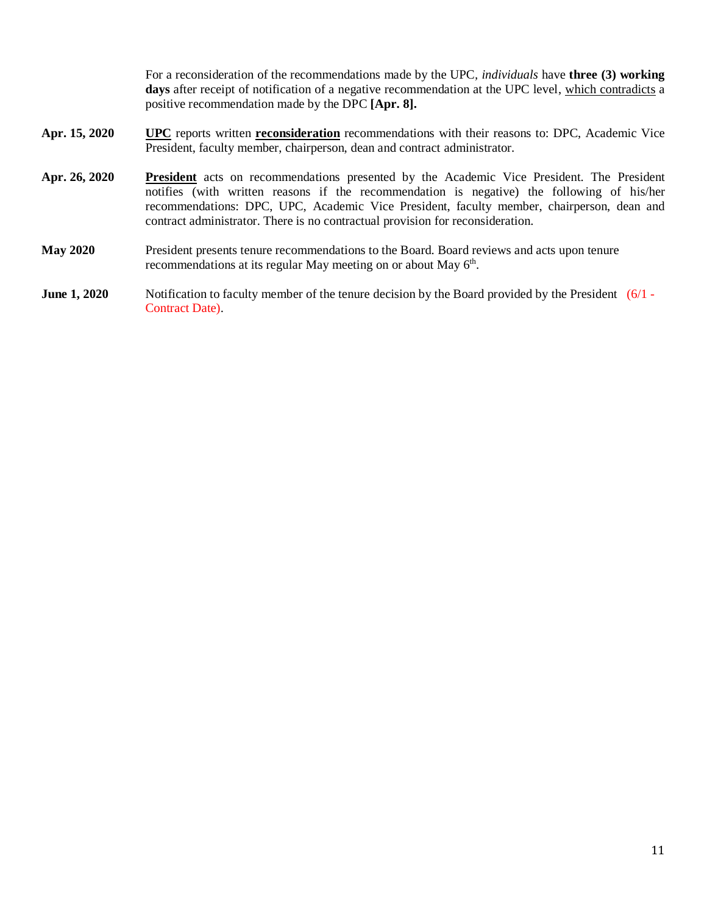For a reconsideration of the recommendations made by the UPC, *individuals* have **three (3) working days** after receipt of notification of a negative recommendation at the UPC level, <u>which contradicts</u> a positive recommendation made by the DPC **[Apr. 8].**

**Apr. 15, 2020** **<u>UPC</u>** reports written **<u>reconsideration</u>** recommendations with their reasons to: DPC, Academic Vice President, faculty member, chairperson, dean and contract administrator.

**Apr. 26, 2020** **<u>President</u>** acts on recommendations presented by the Academic Vice President. The President notifies (with written reasons if the recommendation is negative) the following of his/her recommendations: DPC, UPC, Academic Vice President, faculty member, chairperson, dean and contract administrator. There is no contractual provision for reconsideration.

**May 2020** President presents tenure recommendations to the Board. Board reviews and acts upon tenure recommendations at its regular May meeting on or about May 6th.

**June 1, 2020** Notification to faculty member of the tenure decision by the Board provided by the President (6/1 - Contract Date).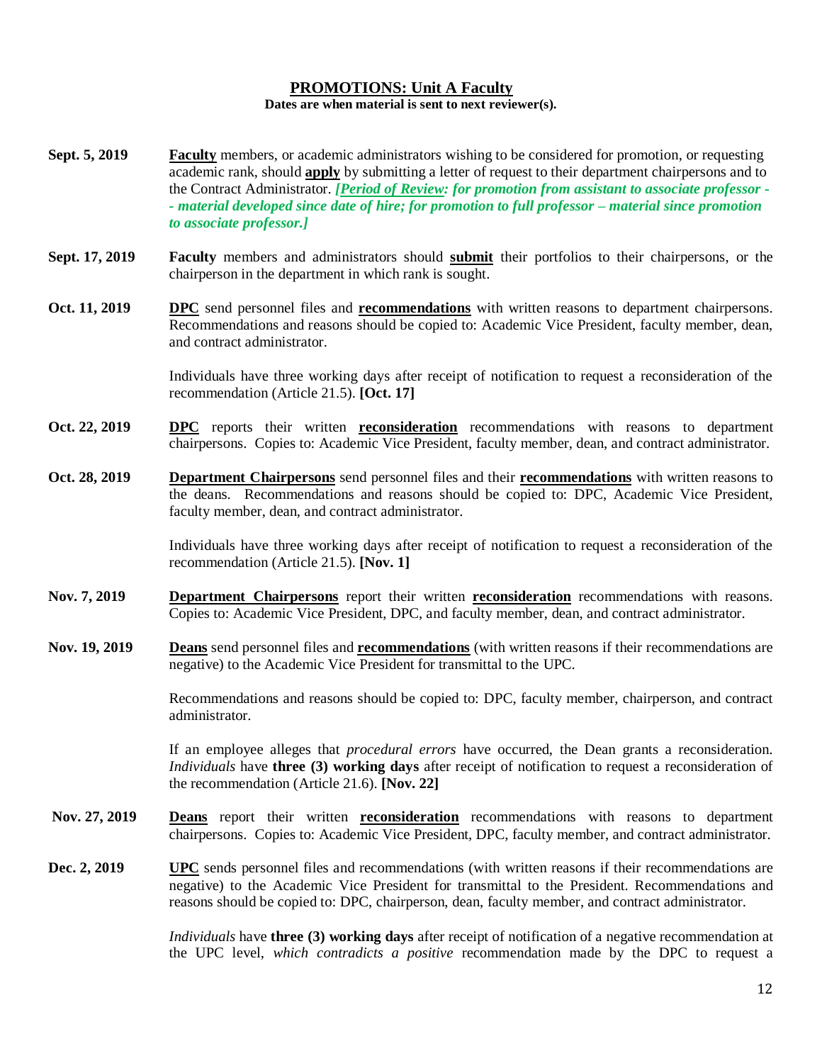## PROMOTIONS: Unit A Faculty

**Dates are when material is sent to next reviewer(s).**

**Sept. 5, 2019** — **Faculty** members, or academic administrators wishing to be considered for promotion, or requesting academic rank, should **apply** by submitting a letter of request to their department chairpersons and to the Contract Administrator. ***[Period of Review: for promotion from assistant to associate professor -- material developed since date of hire; for promotion to full professor – material since promotion to associate professor.]***

**Sept. 17, 2019** — **Faculty** members and administrators should **submit** their portfolios to their chairpersons, or the chairperson in the department in which rank is sought.

**Oct. 11, 2019** — **DPC** send personnel files and **recommendations** with written reasons to department chairpersons. Recommendations and reasons should be copied to: Academic Vice President, faculty member, dean, and contract administrator.

Individuals have three working days after receipt of notification to request a reconsideration of the recommendation (Article 21.5). **[Oct. 17]**

**Oct. 22, 2019** — **DPC** reports their written **reconsideration** recommendations with reasons to department chairpersons. Copies to: Academic Vice President, faculty member, dean, and contract administrator.

**Oct. 28, 2019** — **Department Chairpersons** send personnel files and their **recommendations** with written reasons to the deans. Recommendations and reasons should be copied to: DPC, Academic Vice President, faculty member, dean, and contract administrator.

Individuals have three working days after receipt of notification to request a reconsideration of the recommendation (Article 21.5). **[Nov. 1]**

**Nov. 7, 2019** — **Department Chairpersons** report their written **reconsideration** recommendations with reasons. Copies to: Academic Vice President, DPC, and faculty member, dean, and contract administrator.

**Nov. 19, 2019** — **Deans** send personnel files and **recommendations** (with written reasons if their recommendations are negative) to the Academic Vice President for transmittal to the UPC.

Recommendations and reasons should be copied to: DPC, faculty member, chairperson, and contract administrator.

If an employee alleges that *procedural errors* have occurred, the Dean grants a reconsideration. *Individuals* have **three (3) working days** after receipt of notification to request a reconsideration of the recommendation (Article 21.6). **[Nov. 22]**

**Nov. 27, 2019** — **Deans** report their written **reconsideration** recommendations with reasons to department chairpersons. Copies to: Academic Vice President, DPC, faculty member, and contract administrator.

**Dec. 2, 2019** — **UPC** sends personnel files and recommendations (with written reasons if their recommendations are negative) to the Academic Vice President for transmittal to the President. Recommendations and reasons should be copied to: DPC, chairperson, dean, faculty member, and contract administrator.

*Individuals* have **three (3) working days** after receipt of notification of a negative recommendation at the UPC level, *which contradicts a positive* recommendation made by the DPC to request a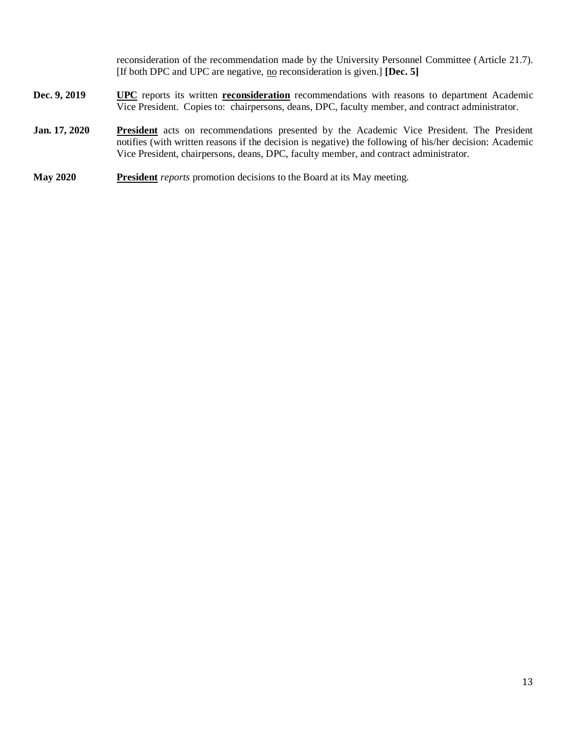reconsideration of the recommendation made by the University Personnel Committee (Article 21.7). [If both DPC and UPC are negative, <u>no</u> reconsideration is given.] **[Dec. 5]**

**Dec. 9, 2019** **<u>UPC</u>** reports its written **<u>reconsideration</u>** recommendations with reasons to department Academic Vice President. Copies to: chairpersons, deans, DPC, faculty member, and contract administrator.

**Jan. 17, 2020** **<u>President</u>** acts on recommendations presented by the Academic Vice President. The President notifies (with written reasons if the decision is negative) the following of his/her decision: Academic Vice President, chairpersons, deans, DPC, faculty member, and contract administrator.

**May 2020** **<u>President</u>** *reports* promotion decisions to the Board at its May meeting.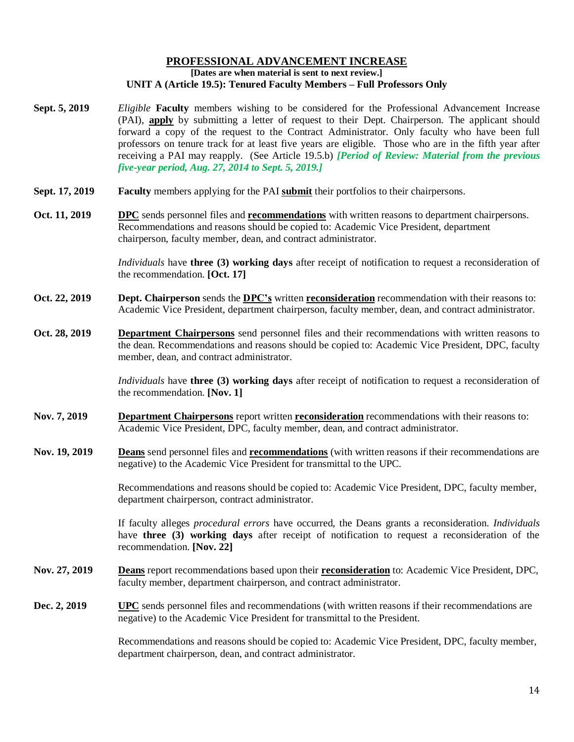## PROFESSIONAL ADVANCEMENT INCREASE

**[Dates are when material is sent to next review.]**
**UNIT A (Article 19.5): Tenured Faculty Members – Full Professors Only**

**Sept. 5, 2019** — *Eligible* **Faculty** members wishing to be considered for the Professional Advancement Increase (PAI), **apply** by submitting a letter of request to their Dept. Chairperson. The applicant should forward a copy of the request to the Contract Administrator. Only faculty who have been full professors on tenure track for at least five years are eligible. Those who are in the fifth year after receiving a PAI may reapply. (See Article 19.5.b) ***[Period of Review: Material from the previous five-year period, Aug. 27, 2014 to Sept. 5, 2019.]***

**Sept. 17, 2019** — **Faculty** members applying for the PAI **submit** their portfolios to their chairpersons.

**Oct. 11, 2019** — **DPC** sends personnel files and **recommendations** with written reasons to department chairpersons. Recommendations and reasons should be copied to: Academic Vice President, department chairperson, faculty member, dean, and contract administrator.

*Individuals* have **three (3) working days** after receipt of notification to request a reconsideration of the recommendation. **[Oct. 17]**

**Oct. 22, 2019** — **Dept. Chairperson** sends the **DPC's** written **reconsideration** recommendation with their reasons to: Academic Vice President, department chairperson, faculty member, dean, and contract administrator.

**Oct. 28, 2019** — **Department Chairpersons** send personnel files and their recommendations with written reasons to the dean. Recommendations and reasons should be copied to: Academic Vice President, DPC, faculty member, dean, and contract administrator.

*Individuals* have **three (3) working days** after receipt of notification to request a reconsideration of the recommendation. **[Nov. 1]**

**Nov. 7, 2019** — **Department Chairpersons** report written **reconsideration** recommendations with their reasons to: Academic Vice President, DPC, faculty member, dean, and contract administrator.

**Nov. 19, 2019** — **Deans** send personnel files and **recommendations** (with written reasons if their recommendations are negative) to the Academic Vice President for transmittal to the UPC.

Recommendations and reasons should be copied to: Academic Vice President, DPC, faculty member, department chairperson, contract administrator.

If faculty alleges *procedural errors* have occurred, the Deans grants a reconsideration. *Individuals* have **three (3) working days** after receipt of notification to request a reconsideration of the recommendation. **[Nov. 22]**

**Nov. 27, 2019** — **Deans** report recommendations based upon their **reconsideration** to: Academic Vice President, DPC, faculty member, department chairperson, and contract administrator.

**Dec. 2, 2019** — **UPC** sends personnel files and recommendations (with written reasons if their recommendations are negative) to the Academic Vice President for transmittal to the President.

Recommendations and reasons should be copied to: Academic Vice President, DPC, faculty member, department chairperson, dean, and contract administrator.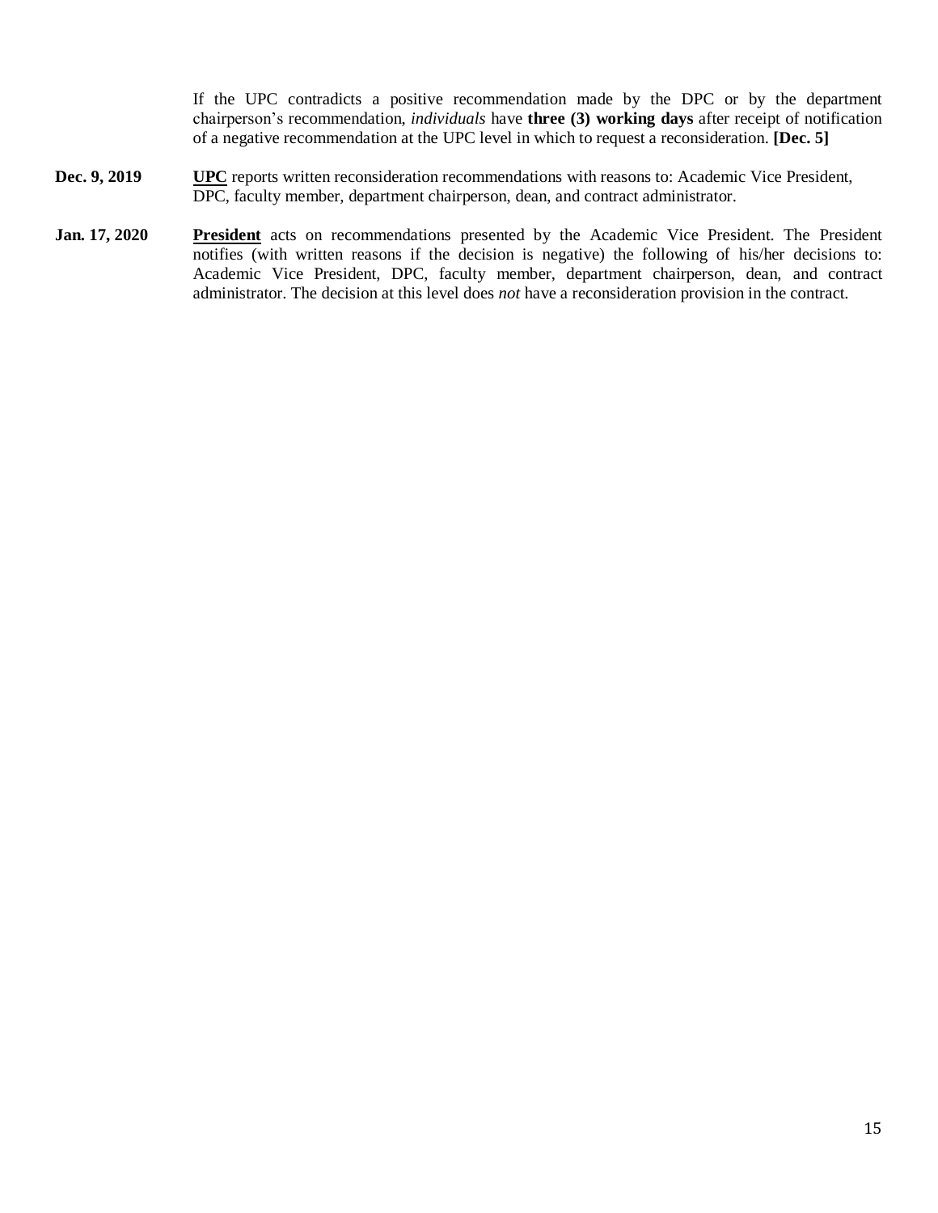If the UPC contradicts a positive recommendation made by the DPC or by the department chairperson's recommendation, *individuals* have **three (3) working days** after receipt of notification of a negative recommendation at the UPC level in which to request a reconsideration. **[Dec. 5]**

**Dec. 9, 2019** **UPC** reports written reconsideration recommendations with reasons to: Academic Vice President, DPC, faculty member, department chairperson, dean, and contract administrator.

**Jan. 17, 2020** **President** acts on recommendations presented by the Academic Vice President. The President notifies (with written reasons if the decision is negative) the following of his/her decisions to: Academic Vice President, DPC, faculty member, department chairperson, dean, and contract administrator. The decision at this level does *not* have a reconsideration provision in the contract.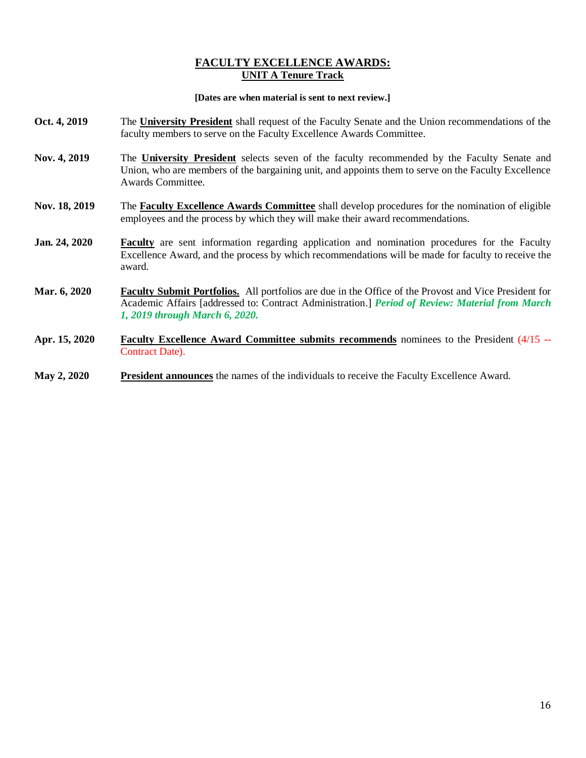# FACULTY EXCELLENCE AWARDS:
## UNIT A Tenure Track

**[Dates are when material is sent to next review.]**

**Oct. 4, 2019** — The **University President** shall request of the Faculty Senate and the Union recommendations of the faculty members to serve on the Faculty Excellence Awards Committee.

**Nov. 4, 2019** — The **University President** selects seven of the faculty recommended by the Faculty Senate and Union, who are members of the bargaining unit, and appoints them to serve on the Faculty Excellence Awards Committee.

**Nov. 18, 2019** — The **Faculty Excellence Awards Committee** shall develop procedures for the nomination of eligible employees and the process by which they will make their award recommendations.

**Jan. 24, 2020** — **Faculty** are sent information regarding application and nomination procedures for the Faculty Excellence Award, and the process by which recommendations will be made for faculty to receive the award.

**Mar. 6, 2020** — **Faculty Submit Portfolios.** All portfolios are due in the Office of the Provost and Vice President for Academic Affairs [addressed to: Contract Administration.] ***Period of Review: Material from March 1, 2019 through March 6, 2020.***

**Apr. 15, 2020** — **Faculty Excellence Award Committee submits recommends** nominees to the President (4/15 -- Contract Date).

**May 2, 2020** — **President announces** the names of the individuals to receive the Faculty Excellence Award.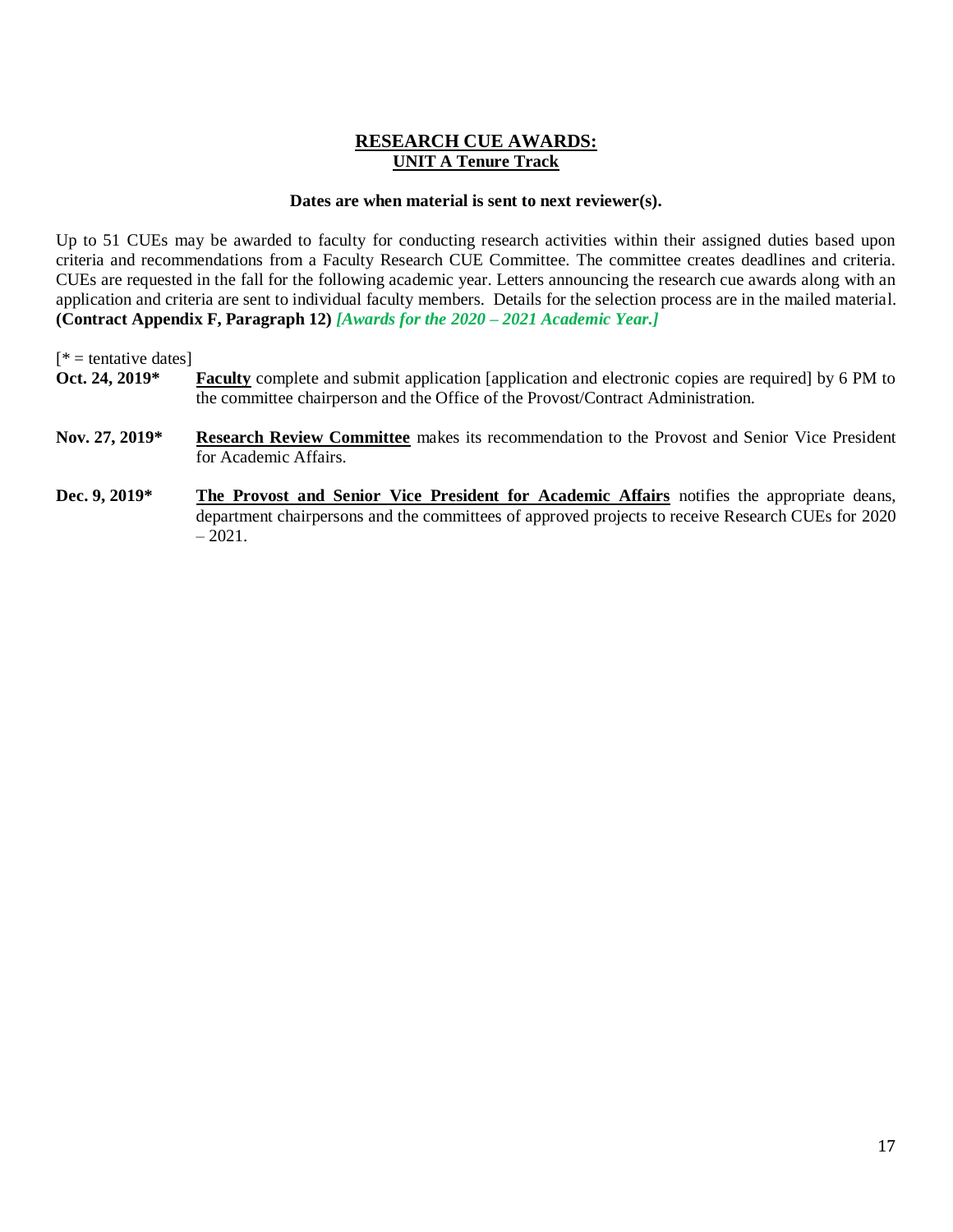## RESEARCH CUE AWARDS:
### UNIT A Tenure Track

**Dates are when material is sent to next reviewer(s).**

Up to 51 CUEs may be awarded to faculty for conducting research activities within their assigned duties based upon criteria and recommendations from a Faculty Research CUE Committee. The committee creates deadlines and criteria. CUEs are requested in the fall for the following academic year. Letters announcing the research cue awards along with an application and criteria are sent to individual faculty members. Details for the selection process are in the mailed material. **(Contract Appendix F, Paragraph 12)** ***[Awards for the 2020 – 2021 Academic Year.]***

[* = tentative dates]

**Oct. 24, 2019*** **Faculty** complete and submit application [application and electronic copies are required] by 6 PM to the committee chairperson and the Office of the Provost/Contract Administration.

**Nov. 27, 2019*** **Research Review Committee** makes its recommendation to the Provost and Senior Vice President for Academic Affairs.

**Dec. 9, 2019*** **The Provost and Senior Vice President for Academic Affairs** notifies the appropriate deans, department chairpersons and the committees of approved projects to receive Research CUEs for 2020 – 2021.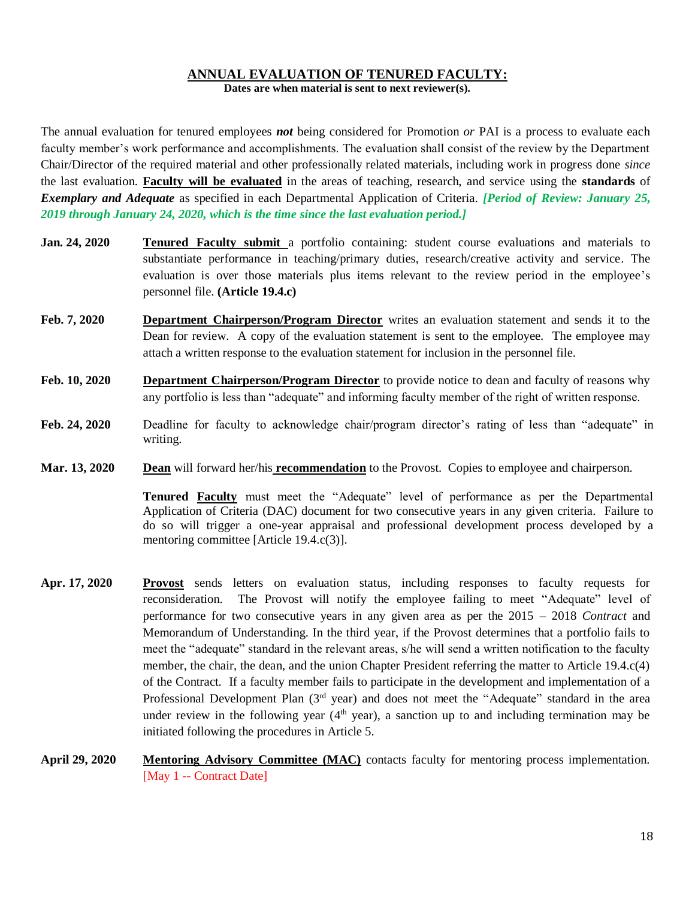## ANNUAL EVALUATION OF TENURED FACULTY:

**Dates are when material is sent to next reviewer(s).**

The annual evaluation for tenured employees ***not*** being considered for Promotion *or* PAI is a process to evaluate each faculty member's work performance and accomplishments. The evaluation shall consist of the review by the Department Chair/Director of the required material and other professionally related materials, including work in progress done *since* the last evaluation. **Faculty will be evaluated** in the areas of teaching, research, and service using the **standards** of ***Exemplary and Adequate*** as specified in each Departmental Application of Criteria. ***[Period of Review: January 25, 2019 through January 24, 2020, which is the time since the last evaluation period.]***

**Jan. 24, 2020** — **Tenured Faculty submit** a portfolio containing: student course evaluations and materials to substantiate performance in teaching/primary duties, research/creative activity and service. The evaluation is over those materials plus items relevant to the review period in the employee's personnel file. **(Article 19.4.c)**

**Feb. 7, 2020** — **Department Chairperson/Program Director** writes an evaluation statement and sends it to the Dean for review. A copy of the evaluation statement is sent to the employee. The employee may attach a written response to the evaluation statement for inclusion in the personnel file.

**Feb. 10, 2020** — **Department Chairperson/Program Director** to provide notice to dean and faculty of reasons why any portfolio is less than "adequate" and informing faculty member of the right of written response.

**Feb. 24, 2020** — Deadline for faculty to acknowledge chair/program director's rating of less than "adequate" in writing.

**Mar. 13, 2020** — **Dean** will forward her/his **recommendation** to the Provost. Copies to employee and chairperson.

**Tenured Faculty** must meet the "Adequate" level of performance as per the Departmental Application of Criteria (DAC) document for two consecutive years in any given criteria. Failure to do so will trigger a one-year appraisal and professional development process developed by a mentoring committee [Article 19.4.c(3)].

**Apr. 17, 2020** — **Provost** sends letters on evaluation status, including responses to faculty requests for reconsideration. The Provost will notify the employee failing to meet "Adequate" level of performance for two consecutive years in any given area as per the 2015 – 2018 *Contract* and Memorandum of Understanding. In the third year, if the Provost determines that a portfolio fails to meet the "adequate" standard in the relevant areas, s/he will send a written notification to the faculty member, the chair, the dean, and the union Chapter President referring the matter to Article 19.4.c(4) of the Contract. If a faculty member fails to participate in the development and implementation of a Professional Development Plan (3rd year) and does not meet the "Adequate" standard in the area under review in the following year (4th year), a sanction up to and including termination may be initiated following the procedures in Article 5.

**April 29, 2020** — **Mentoring Advisory Committee (MAC)** contacts faculty for mentoring process implementation. [May 1 -- Contract Date]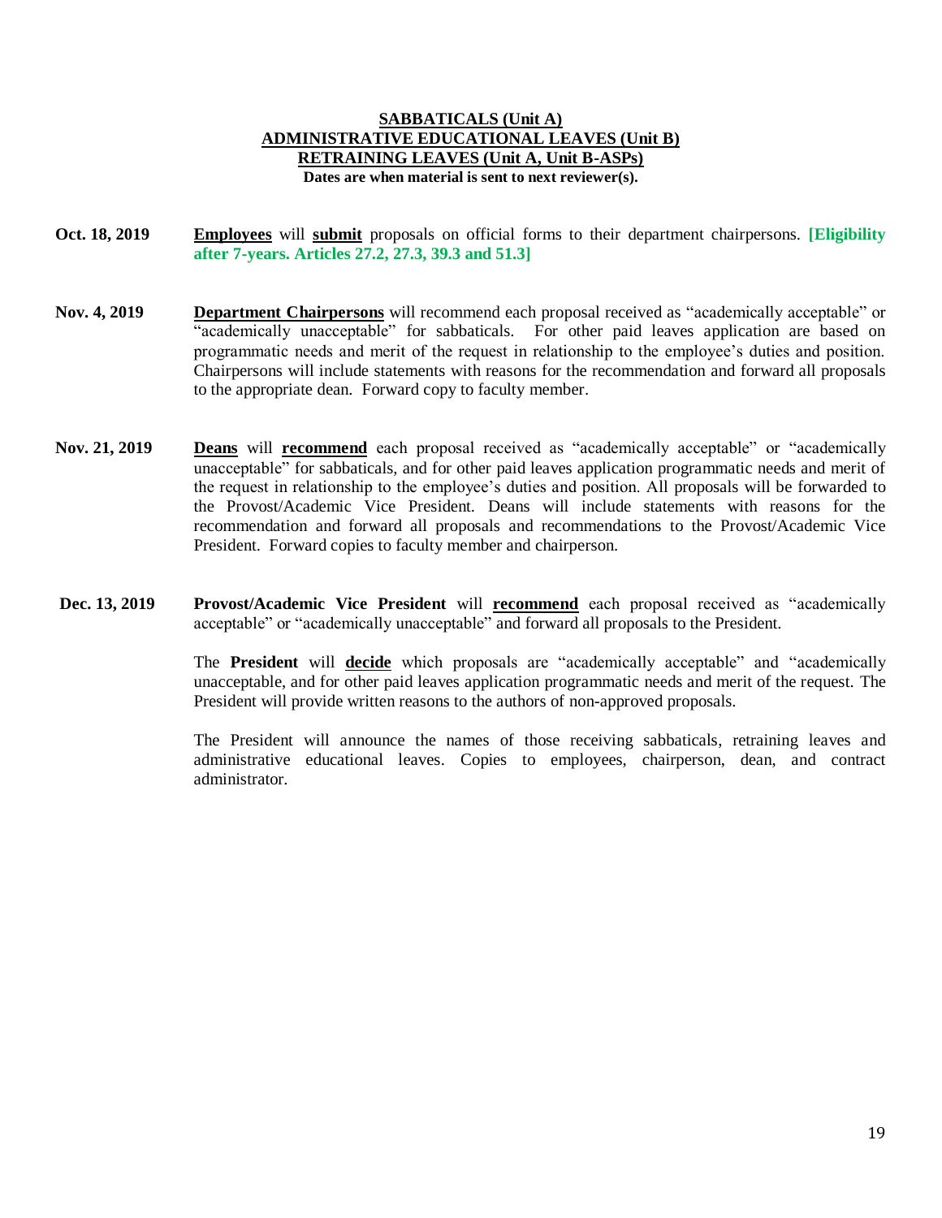## SABBATICALS (Unit A)
## ADMINISTRATIVE EDUCATIONAL LEAVES (Unit B)
## RETRAINING LEAVES (Unit A, Unit B-ASPs)

**Dates are when material is sent to next reviewer(s).**

**Oct. 18, 2019** — **Employees** will **submit** proposals on official forms to their department chairpersons. **[Eligibility after 7-years. Articles 27.2, 27.3, 39.3 and 51.3]**

**Nov. 4, 2019** — **Department Chairpersons** will recommend each proposal received as "academically acceptable" or "academically unacceptable" for sabbaticals. For other paid leaves application are based on programmatic needs and merit of the request in relationship to the employee's duties and position. Chairpersons will include statements with reasons for the recommendation and forward all proposals to the appropriate dean. Forward copy to faculty member.

**Nov. 21, 2019** — **Deans** will **recommend** each proposal received as "academically acceptable" or "academically unacceptable" for sabbaticals, and for other paid leaves application programmatic needs and merit of the request in relationship to the employee's duties and position. All proposals will be forwarded to the Provost/Academic Vice President. Deans will include statements with reasons for the recommendation and forward all proposals and recommendations to the Provost/Academic Vice President. Forward copies to faculty member and chairperson.

**Dec. 13, 2019** — **Provost/Academic Vice President** will **recommend** each proposal received as "academically acceptable" or "academically unacceptable" and forward all proposals to the President.

The **President** will **decide** which proposals are "academically acceptable" and "academically unacceptable, and for other paid leaves application programmatic needs and merit of the request. The President will provide written reasons to the authors of non-approved proposals.

The President will announce the names of those receiving sabbaticals, retraining leaves and administrative educational leaves. Copies to employees, chairperson, dean, and contract administrator.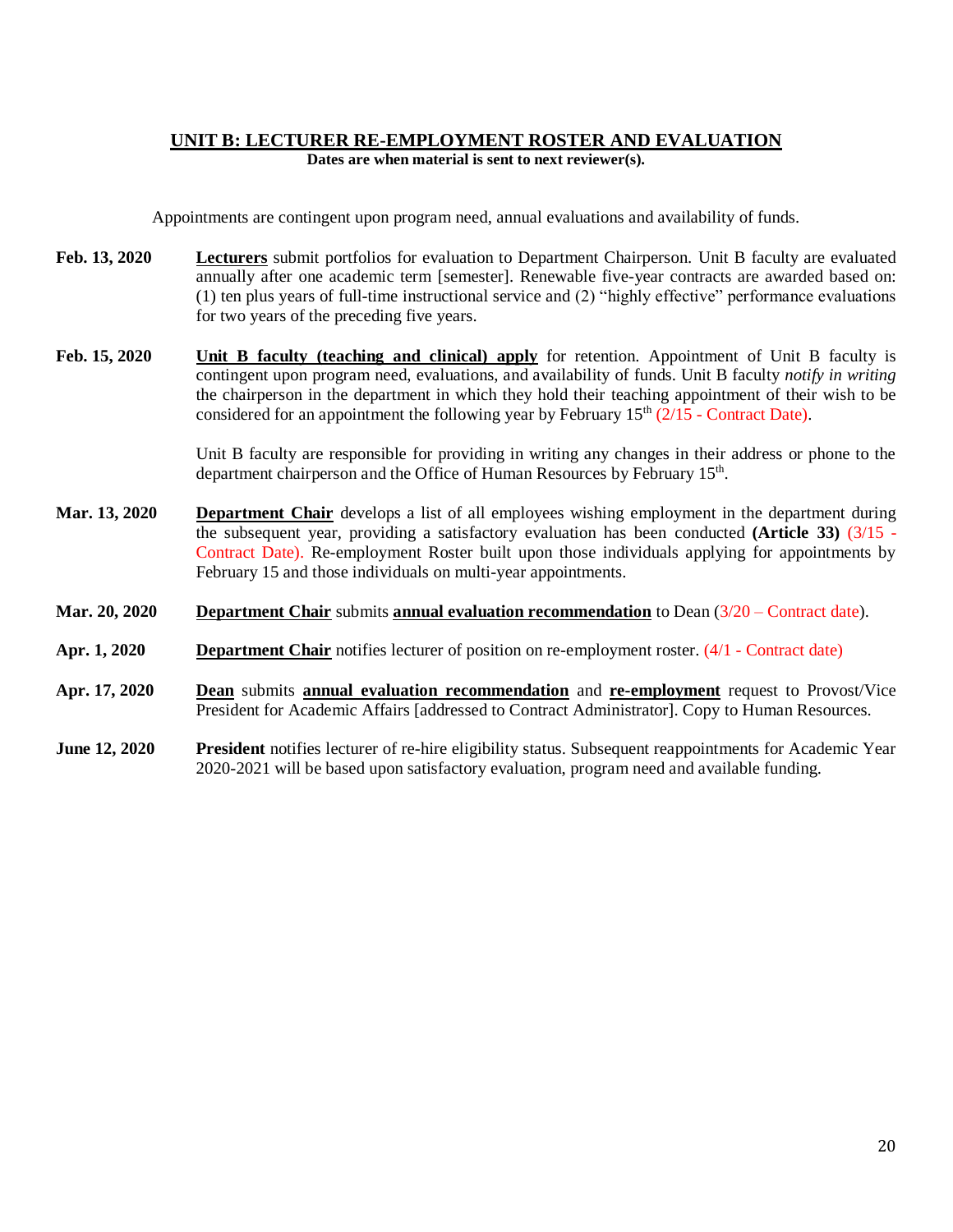## UNIT B: LECTURER RE-EMPLOYMENT ROSTER AND EVALUATION

**Dates are when material is sent to next reviewer(s).**

Appointments are contingent upon program need, annual evaluations and availability of funds.

**Feb. 13, 2020** — **Lecturers** submit portfolios for evaluation to Department Chairperson. Unit B faculty are evaluated annually after one academic term [semester]. Renewable five-year contracts are awarded based on: (1) ten plus years of full-time instructional service and (2) "highly effective" performance evaluations for two years of the preceding five years.

**Feb. 15, 2020** — **Unit B faculty (teaching and clinical) apply** for retention. Appointment of Unit B faculty is contingent upon program need, evaluations, and availability of funds. Unit B faculty *notify in writing* the chairperson in the department in which they hold their teaching appointment of their wish to be considered for an appointment the following year by February 15th (2/15 - Contract Date).

Unit B faculty are responsible for providing in writing any changes in their address or phone to the department chairperson and the Office of Human Resources by February 15th.

**Mar. 13, 2020** — **Department Chair** develops a list of all employees wishing employment in the department during the subsequent year, providing a satisfactory evaluation has been conducted **(Article 33)** (3/15 - Contract Date). Re-employment Roster built upon those individuals applying for appointments by February 15 and those individuals on multi-year appointments.

**Mar. 20, 2020** — **Department Chair** submits **annual evaluation recommendation** to Dean (3/20 – Contract date).

**Apr. 1, 2020** — **Department Chair** notifies lecturer of position on re-employment roster. (4/1 - Contract date)

**Apr. 17, 2020** — **Dean** submits **annual evaluation recommendation** and **re-employment** request to Provost/Vice President for Academic Affairs [addressed to Contract Administrator]. Copy to Human Resources.

**June 12, 2020** — **President** notifies lecturer of re-hire eligibility status. Subsequent reappointments for Academic Year 2020-2021 will be based upon satisfactory evaluation, program need and available funding.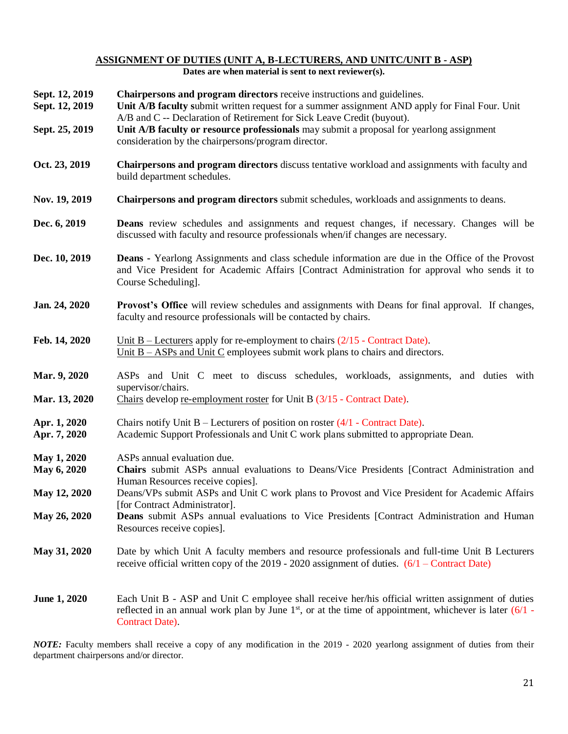## ASSIGNMENT OF DUTIES (UNIT A, B-LECTURERS, AND UNITC/UNIT B - ASP)

**Dates are when material is sent to next reviewer(s).**

**Sept. 12, 2019** — **Chairpersons and program directors** receive instructions and guidelines.

**Sept. 12, 2019** — **Unit A/B faculty s**ubmit written request for a summer assignment AND apply for Final Four. Unit A/B and C -- Declaration of Retirement for Sick Leave Credit (buyout).

**Sept. 25, 2019** — **Unit A/B faculty or resource professionals** may submit a proposal for yearlong assignment consideration by the chairpersons/program director.

**Oct. 23, 2019** — **Chairpersons and program directors** discuss tentative workload and assignments with faculty and build department schedules.

**Nov. 19, 2019** — **Chairpersons and program directors** submit schedules, workloads and assignments to deans.

**Dec. 6, 2019** — **Deans** review schedules and assignments and request changes, if necessary. Changes will be discussed with faculty and resource professionals when/if changes are necessary.

**Dec. 10, 2019** — **Deans -** Yearlong Assignments and class schedule information are due in the Office of the Provost and Vice President for Academic Affairs [Contract Administration for approval who sends it to Course Scheduling].

**Jan. 24, 2020** — **Provost's Office** will review schedules and assignments with Deans for final approval. If changes, faculty and resource professionals will be contacted by chairs.

**Feb. 14, 2020** — Unit B – Lecturers apply for re-employment to chairs (2/15 - Contract Date).
Unit B – ASPs and Unit C employees submit work plans to chairs and directors.

**Mar. 9, 2020** — ASPs and Unit C meet to discuss schedules, workloads, assignments, and duties with supervisor/chairs.

**Mar. 13, 2020** — Chairs develop re-employment roster for Unit B (3/15 - Contract Date).

**Apr. 1, 2020** — Chairs notify Unit B – Lecturers of position on roster (4/1 - Contract Date).

**Apr. 7, 2020** — Academic Support Professionals and Unit C work plans submitted to appropriate Dean.

**May 1, 2020** — ASPs annual evaluation due.

**May 6, 2020** — **Chairs** submit ASPs annual evaluations to Deans/Vice Presidents [Contract Administration and Human Resources receive copies].

**May 12, 2020** — Deans/VPs submit ASPs and Unit C work plans to Provost and Vice President for Academic Affairs [for Contract Administrator].

**May 26, 2020** — **Deans** submit ASPs annual evaluations to Vice Presidents [Contract Administration and Human Resources receive copies].

**May 31, 2020** — Date by which Unit A faculty members and resource professionals and full-time Unit B Lecturers receive official written copy of the 2019 - 2020 assignment of duties. (6/1 – Contract Date)

**June 1, 2020** — Each Unit B - ASP and Unit C employee shall receive her/his official written assignment of duties reflected in an annual work plan by June 1st, or at the time of appointment, whichever is later (6/1 - Contract Date).

***NOTE:*** Faculty members shall receive a copy of any modification in the 2019 - 2020 yearlong assignment of duties from their department chairpersons and/or director.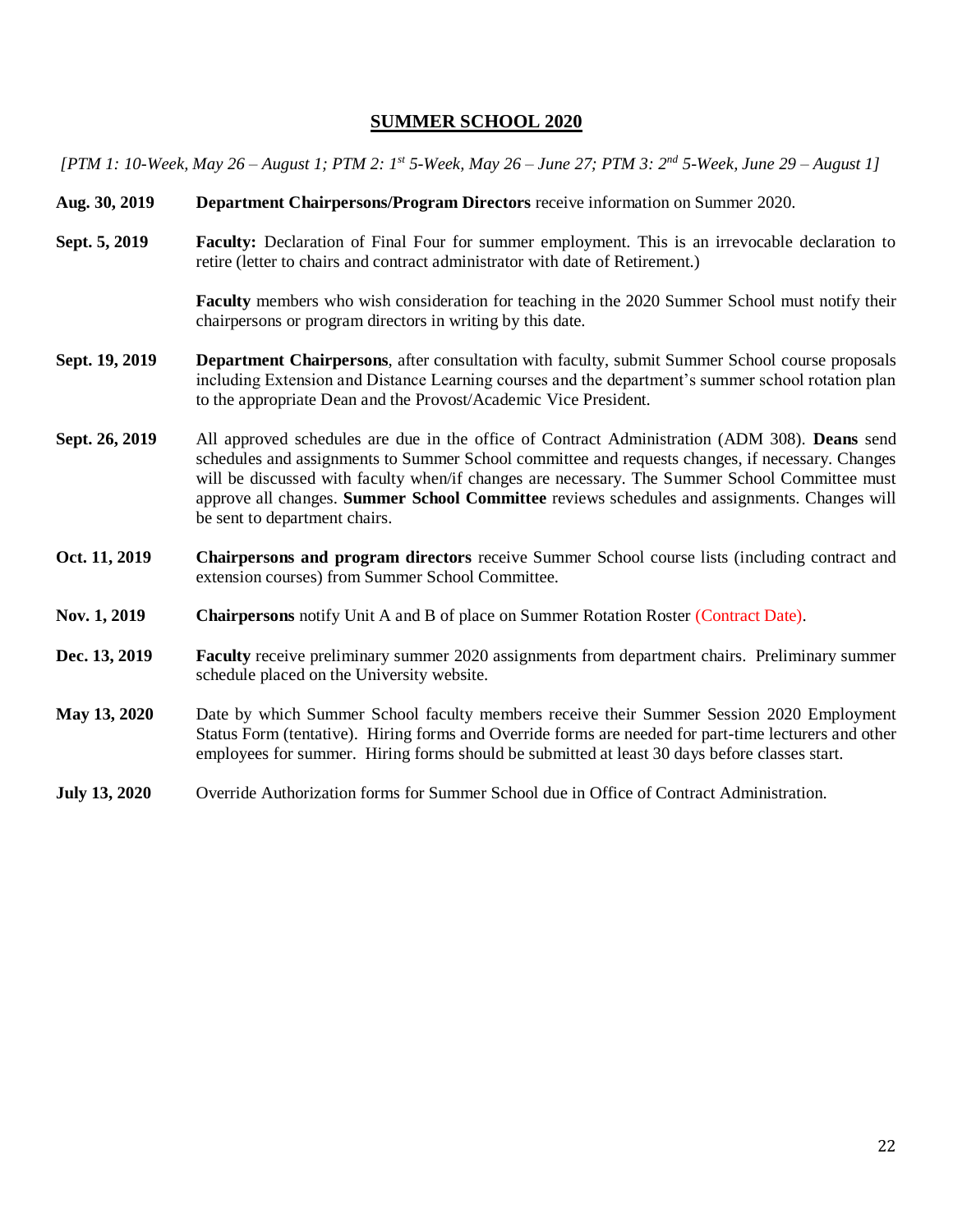## SUMMER SCHOOL 2020

*[PTM 1: 10-Week, May 26 – August 1; PTM 2: 1st 5-Week, May 26 – June 27; PTM 3: 2nd 5-Week, June 29 – August 1]*

**Aug. 30, 2019** — **Department Chairpersons/Program Directors** receive information on Summer 2020.

**Sept. 5, 2019** — **Faculty:** Declaration of Final Four for summer employment. This is an irrevocable declaration to retire (letter to chairs and contract administrator with date of Retirement.)

**Faculty** members who wish consideration for teaching in the 2020 Summer School must notify their chairpersons or program directors in writing by this date.

**Sept. 19, 2019** — **Department Chairpersons**, after consultation with faculty, submit Summer School course proposals including Extension and Distance Learning courses and the department's summer school rotation plan to the appropriate Dean and the Provost/Academic Vice President.

**Sept. 26, 2019** — All approved schedules are due in the office of Contract Administration (ADM 308). **Deans** send schedules and assignments to Summer School committee and requests changes, if necessary. Changes will be discussed with faculty when/if changes are necessary. The Summer School Committee must approve all changes. **Summer School Committee** reviews schedules and assignments. Changes will be sent to department chairs.

**Oct. 11, 2019** — **Chairpersons and program directors** receive Summer School course lists (including contract and extension courses) from Summer School Committee.

**Nov. 1, 2019** — **Chairpersons** notify Unit A and B of place on Summer Rotation Roster (Contract Date).

**Dec. 13, 2019** — **Faculty** receive preliminary summer 2020 assignments from department chairs. Preliminary summer schedule placed on the University website.

**May 13, 2020** — Date by which Summer School faculty members receive their Summer Session 2020 Employment Status Form (tentative). Hiring forms and Override forms are needed for part-time lecturers and other employees for summer. Hiring forms should be submitted at least 30 days before classes start.

**July 13, 2020** — Override Authorization forms for Summer School due in Office of Contract Administration.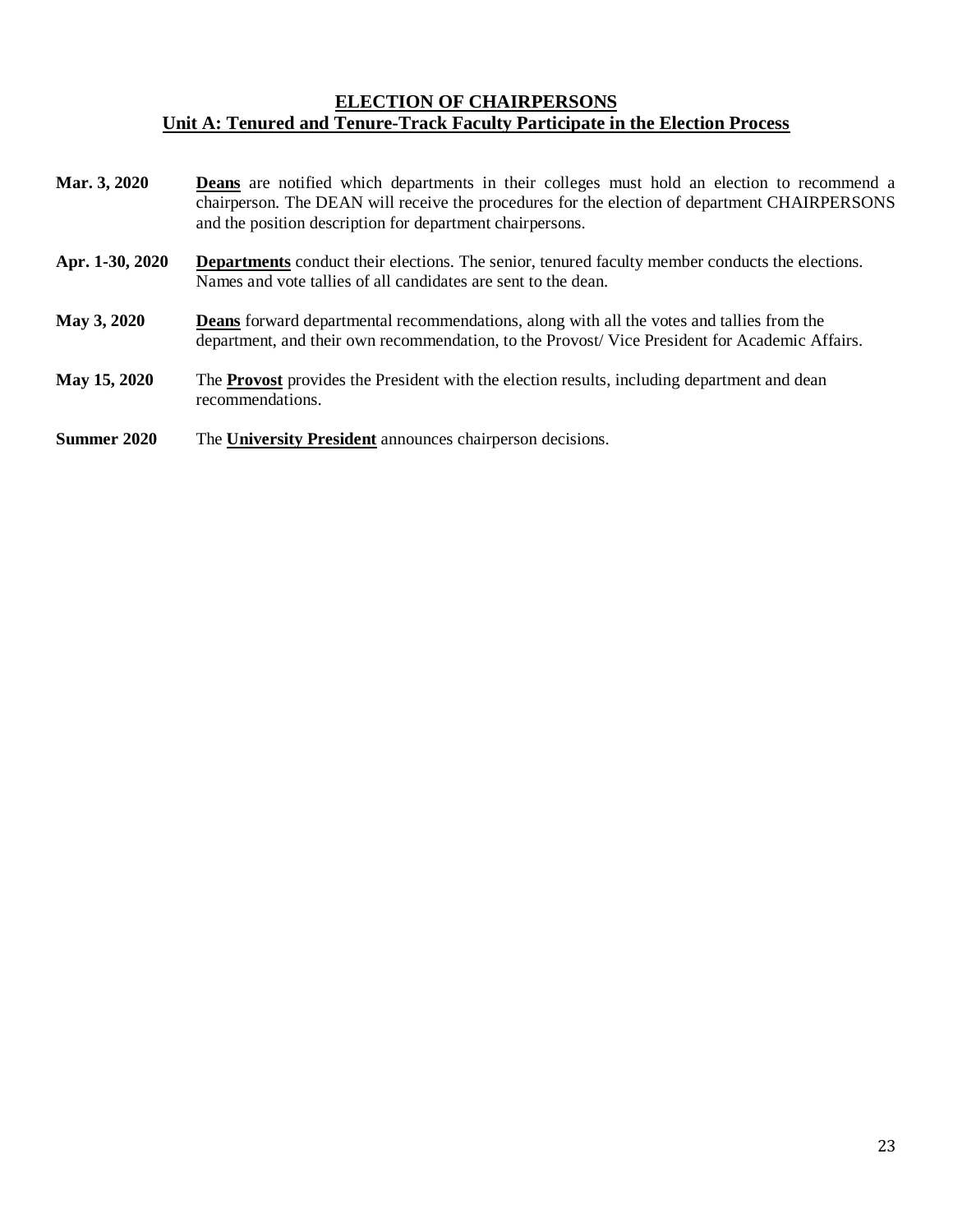## ELECTION OF CHAIRPERSONS

### Unit A: Tenured and Tenure-Track Faculty Participate in the Election Process

**Mar. 3, 2020** — **Deans** are notified which departments in their colleges must hold an election to recommend a chairperson. The DEAN will receive the procedures for the election of department CHAIRPERSONS and the position description for department chairpersons.

**Apr. 1-30, 2020** — **Departments** conduct their elections. The senior, tenured faculty member conducts the elections. Names and vote tallies of all candidates are sent to the dean.

**May 3, 2020** — **Deans** forward departmental recommendations, along with all the votes and tallies from the department, and their own recommendation, to the Provost/ Vice President for Academic Affairs.

**May 15, 2020** — The **Provost** provides the President with the election results, including department and dean recommendations.

**Summer 2020** — The **University President** announces chairperson decisions.